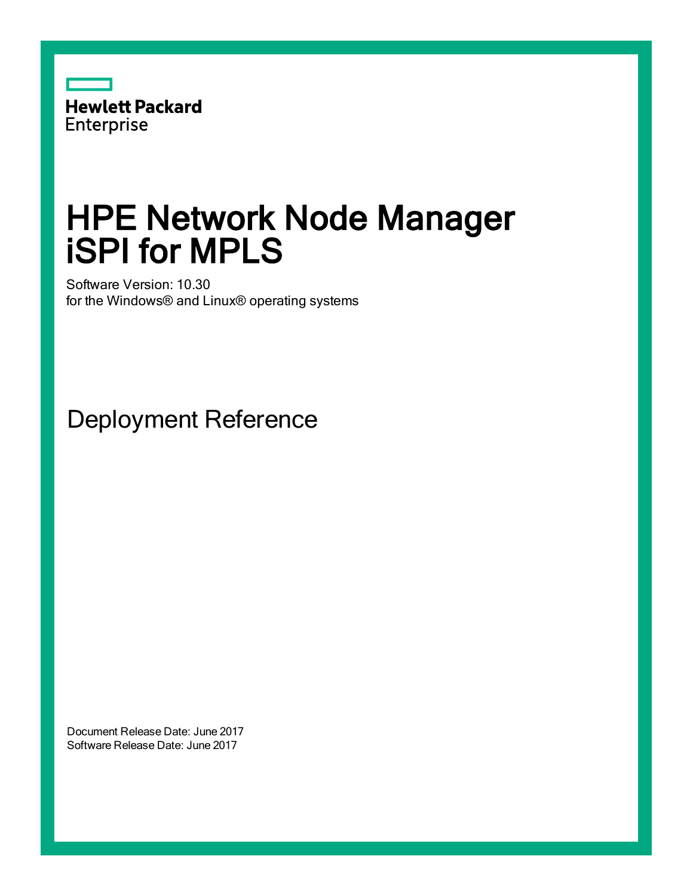Hewlett Packard
Enterprise

# HPE Network Node Manager iSPI for MPLS

Software Version: 10.30
for the Windows® and Linux® operating systems

## Deployment Reference

Document Release Date: June 2017
Software Release Date: June 2017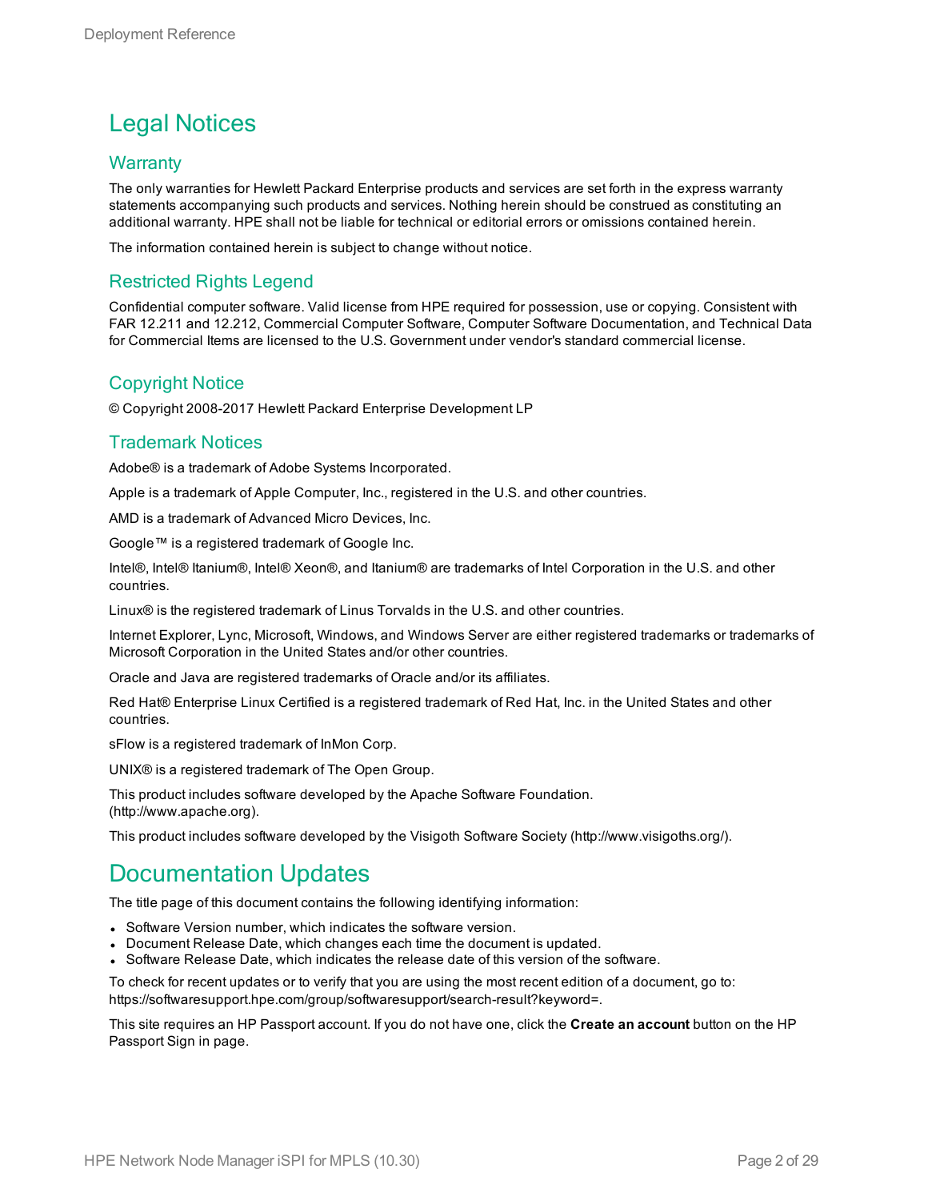# Legal Notices

## Warranty

The only warranties for Hewlett Packard Enterprise products and services are set forth in the express warranty statements accompanying such products and services. Nothing herein should be construed as constituting an additional warranty. HPE shall not be liable for technical or editorial errors or omissions contained herein.

The information contained herein is subject to change without notice.

## Restricted Rights Legend

Confidential computer software. Valid license from HPE required for possession, use or copying. Consistent with FAR 12.211 and 12.212, Commercial Computer Software, Computer Software Documentation, and Technical Data for Commercial Items are licensed to the U.S. Government under vendor's standard commercial license.

## Copyright Notice

© Copyright 2008-2017 Hewlett Packard Enterprise Development LP

## Trademark Notices

Adobe® is a trademark of Adobe Systems Incorporated.

Apple is a trademark of Apple Computer, Inc., registered in the U.S. and other countries.

AMD is a trademark of Advanced Micro Devices, Inc.

Google™ is a registered trademark of Google Inc.

Intel®, Intel® Itanium®, Intel® Xeon®, and Itanium® are trademarks of Intel Corporation in the U.S. and other countries.

Linux® is the registered trademark of Linus Torvalds in the U.S. and other countries.

Internet Explorer, Lync, Microsoft, Windows, and Windows Server are either registered trademarks or trademarks of Microsoft Corporation in the United States and/or other countries.

Oracle and Java are registered trademarks of Oracle and/or its affiliates.

Red Hat® Enterprise Linux Certified is a registered trademark of Red Hat, Inc. in the United States and other countries.

sFlow is a registered trademark of InMon Corp.

UNIX® is a registered trademark of The Open Group.

This product includes software developed by the Apache Software Foundation. (http://www.apache.org).

This product includes software developed by the Visigoth Software Society (http://www.visigoths.org/).

# Documentation Updates

The title page of this document contains the following identifying information:

- Software Version number, which indicates the software version.
- Document Release Date, which changes each time the document is updated.
- Software Release Date, which indicates the release date of this version of the software.

To check for recent updates or to verify that you are using the most recent edition of a document, go to: https://softwaresupport.hpe.com/group/softwaresupport/search-result?keyword=.

This site requires an HP Passport account. If you do not have one, click the **Create an account** button on the HP Passport Sign in page.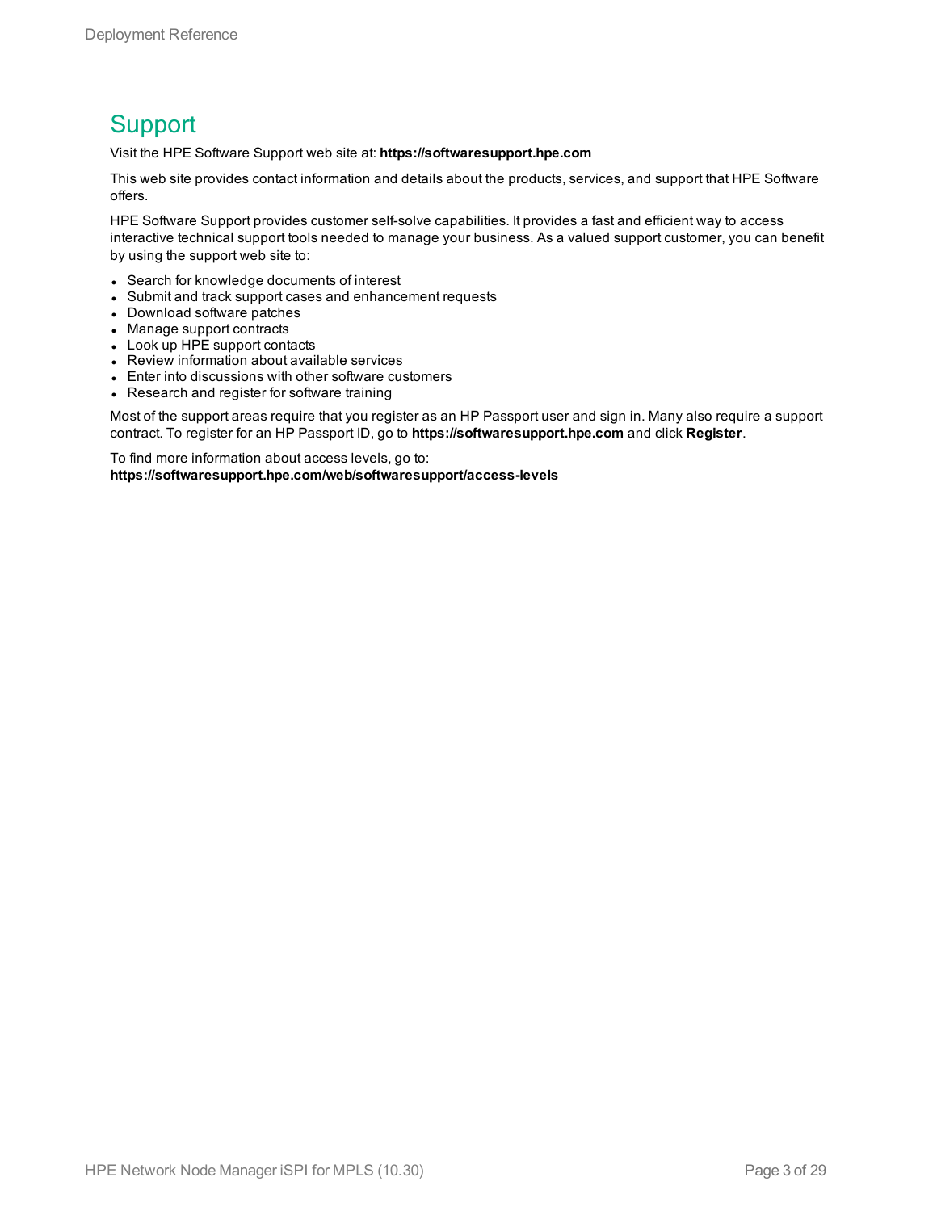# Support

Visit the HPE Software Support web site at: **https://softwaresupport.hpe.com**

This web site provides contact information and details about the products, services, and support that HPE Software offers.

HPE Software Support provides customer self-solve capabilities. It provides a fast and efficient way to access interactive technical support tools needed to manage your business. As a valued support customer, you can benefit by using the support web site to:

- Search for knowledge documents of interest
- Submit and track support cases and enhancement requests
- Download software patches
- Manage support contracts
- Look up HPE support contacts
- Review information about available services
- Enter into discussions with other software customers
- Research and register for software training

Most of the support areas require that you register as an HP Passport user and sign in. Many also require a support contract. To register for an HP Passport ID, go to **https://softwaresupport.hpe.com** and click **Register**.

To find more information about access levels, go to:
**https://softwaresupport.hpe.com/web/softwaresupport/access-levels**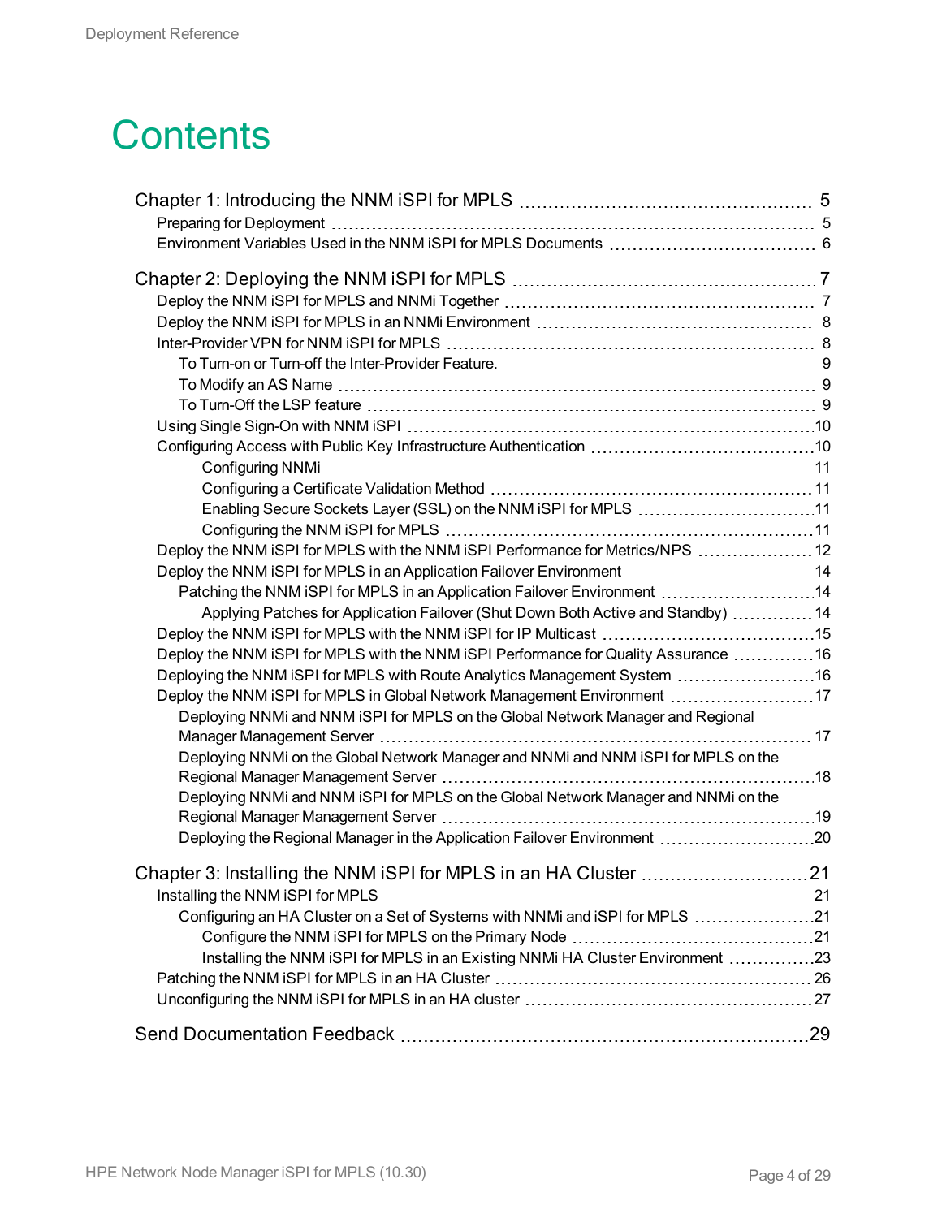# Contents

- Chapter 1: Introducing the NNM iSPI for MPLS ..... 5
  - Preparing for Deployment ..... 5
  - Environment Variables Used in the NNM iSPI for MPLS Documents ..... 6
- Chapter 2: Deploying the NNM iSPI for MPLS ..... 7
  - Deploy the NNM iSPI for MPLS and NNMi Together ..... 7
  - Deploy the NNM iSPI for MPLS in an NNMi Environment ..... 8
  - Inter-Provider VPN for NNM iSPI for MPLS ..... 8
    - To Turn-on or Turn-off the Inter-Provider Feature. ..... 9
    - To Modify an AS Name ..... 9
    - To Turn-Off the LSP feature ..... 9
  - Using Single Sign-On with NNM iSPI ..... 10
  - Configuring Access with Public Key Infrastructure Authentication ..... 10
    - Configuring NNMi ..... 11
    - Configuring a Certificate Validation Method ..... 11
    - Enabling Secure Sockets Layer (SSL) on the NNM iSPI for MPLS ..... 11
    - Configuring the NNM iSPI for MPLS ..... 11
  - Deploy the NNM iSPI for MPLS with the NNM iSPI Performance for Metrics/NPS ..... 12
  - Deploy the NNM iSPI for MPLS in an Application Failover Environment ..... 14
    - Patching the NNM iSPI for MPLS in an Application Failover Environment ..... 14
      - Applying Patches for Application Failover (Shut Down Both Active and Standby) ..... 14
  - Deploy the NNM iSPI for MPLS with the NNM iSPI for IP Multicast ..... 15
  - Deploy the NNM iSPI for MPLS with the NNM iSPI Performance for Quality Assurance ..... 16
  - Deploying the NNM iSPI for MPLS with Route Analytics Management System ..... 16
  - Deploy the NNM iSPI for MPLS in Global Network Management Environment ..... 17
    - Deploying NNMi and NNM iSPI for MPLS on the Global Network Manager and Regional Manager Management Server ..... 17
    - Deploying NNMi on the Global Network Manager and NNMi and NNM iSPI for MPLS on the Regional Manager Management Server ..... 18
    - Deploying NNMi and NNM iSPI for MPLS on the Global Network Manager and NNMi on the Regional Manager Management Server ..... 19
    - Deploying the Regional Manager in the Application Failover Environment ..... 20
- Chapter 3: Installing the NNM iSPI for MPLS in an HA Cluster ..... 21
  - Installing the NNM iSPI for MPLS ..... 21
    - Configuring an HA Cluster on a Set of Systems with NNMi and iSPI for MPLS ..... 21
      - Configure the NNM iSPI for MPLS on the Primary Node ..... 21
      - Installing the NNM iSPI for MPLS in an Existing NNMi HA Cluster Environment ..... 23
  - Patching the NNM iSPI for MPLS in an HA Cluster ..... 26
  - Unconfiguring the NNM iSPI for MPLS in an HA cluster ..... 27
- Send Documentation Feedback ..... 29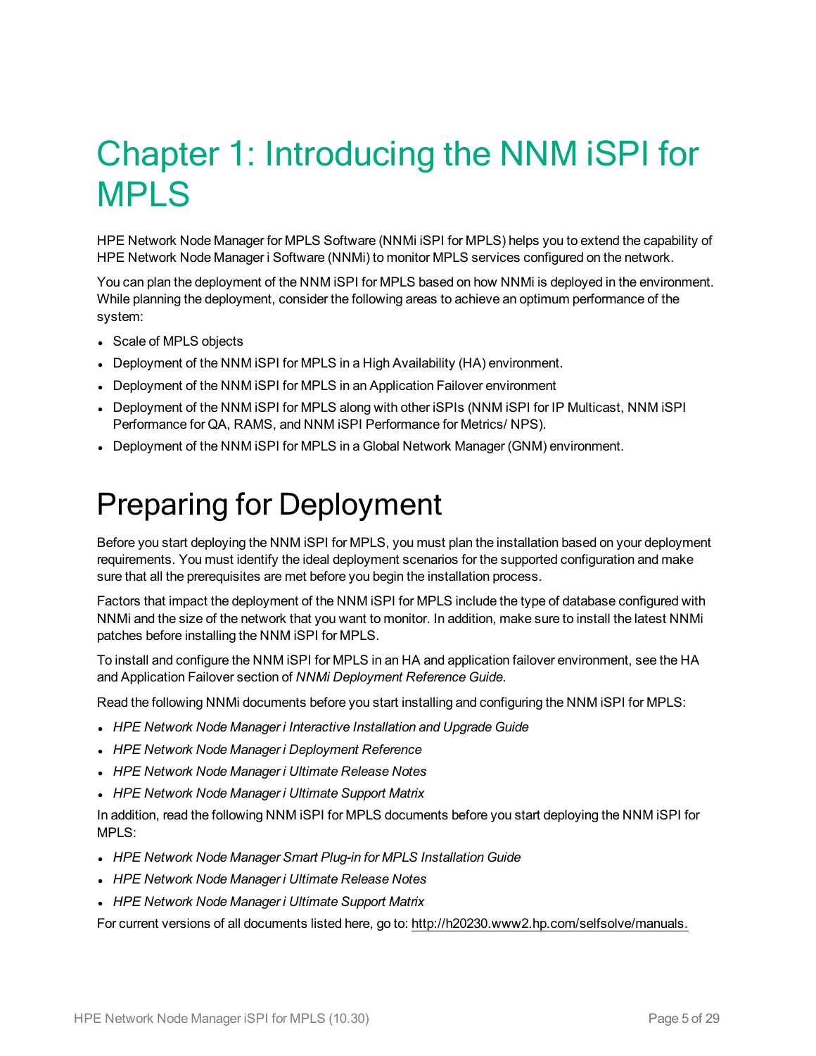# Chapter 1: Introducing the NNM iSPI for MPLS

HPE Network Node Manager for MPLS Software (NNMi iSPI for MPLS) helps you to extend the capability of HPE Network Node Manager i Software (NNMi) to monitor MPLS services configured on the network.

You can plan the deployment of the NNM iSPI for MPLS based on how NNMi is deployed in the environment. While planning the deployment, consider the following areas to achieve an optimum performance of the system:

- Scale of MPLS objects
- Deployment of the NNM iSPI for MPLS in a High Availability (HA) environment.
- Deployment of the NNM iSPI for MPLS in an Application Failover environment
- Deployment of the NNM iSPI for MPLS along with other iSPIs (NNM iSPI for IP Multicast, NNM iSPI Performance for QA, RAMS, and NNM iSPI Performance for Metrics/ NPS).
- Deployment of the NNM iSPI for MPLS in a Global Network Manager (GNM) environment.

## Preparing for Deployment

Before you start deploying the NNM iSPI for MPLS, you must plan the installation based on your deployment requirements. You must identify the ideal deployment scenarios for the supported configuration and make sure that all the prerequisites are met before you begin the installation process.

Factors that impact the deployment of the NNM iSPI for MPLS include the type of database configured with NNMi and the size of the network that you want to monitor. In addition, make sure to install the latest NNMi patches before installing the NNM iSPI for MPLS.

To install and configure the NNM iSPI for MPLS in an HA and application failover environment, see the HA and Application Failover section of *NNMi Deployment Reference Guide*.

Read the following NNMi documents before you start installing and configuring the NNM iSPI for MPLS:

- *HPE Network Node Manager i Interactive Installation and Upgrade Guide*
- *HPE Network Node Manager i Deployment Reference*
- *HPE Network Node Manager i Ultimate Release Notes*
- *HPE Network Node Manager i Ultimate Support Matrix*

In addition, read the following NNM iSPI for MPLS documents before you start deploying the NNM iSPI for MPLS:

- *HPE Network Node Manager Smart Plug-in for MPLS Installation Guide*
- *HPE Network Node Manager i Ultimate Release Notes*
- *HPE Network Node Manager i Ultimate Support Matrix*

For current versions of all documents listed here, go to: http://h20230.www2.hp.com/selfsolve/manuals.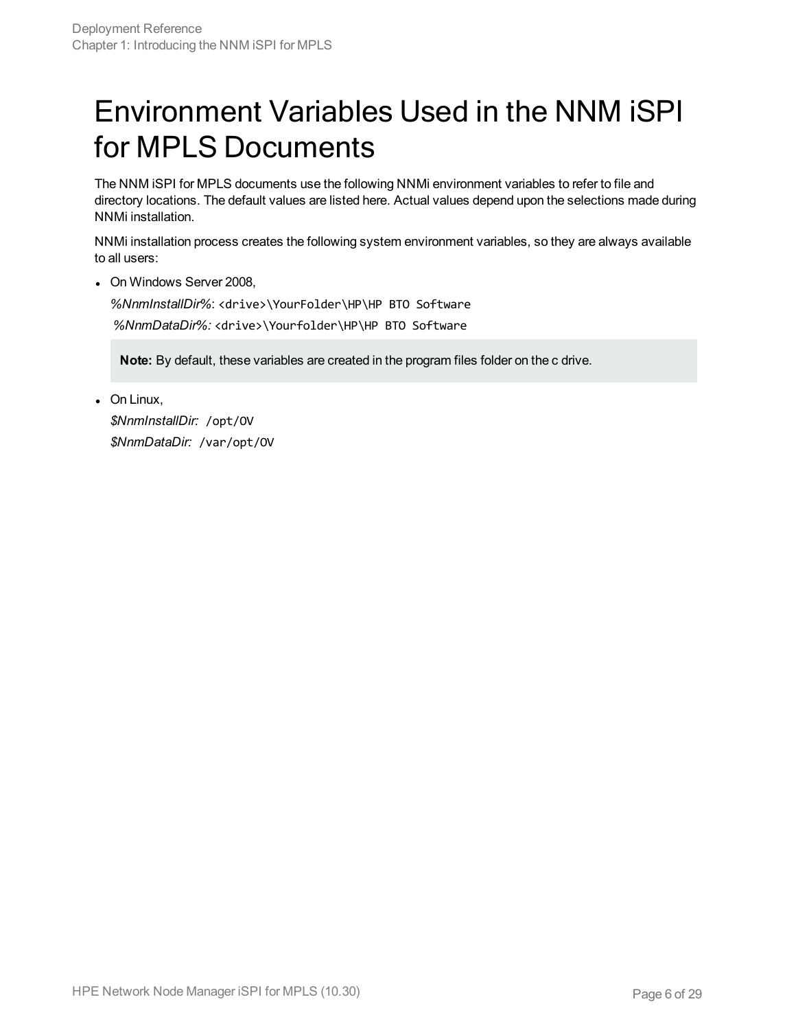# Environment Variables Used in the NNM iSPI for MPLS Documents

The NNM iSPI for MPLS documents use the following NNMi environment variables to refer to file and directory locations. The default values are listed here. Actual values depend upon the selections made during NNMi installation.

NNMi installation process creates the following system environment variables, so they are always available to all users:

- On Windows Server 2008,

  *%NnmInstallDir%*: `<drive>\YourFolder\HP\HP BTO Software`

  *%NnmDataDir%:* `<drive>\Yourfolder\HP\HP BTO Software`

  > **Note:** By default, these variables are created in the program files folder on the c drive.

- On Linux,

  *$NnmInstallDir:* `/opt/OV`

  *$NnmDataDir:* `/var/opt/OV`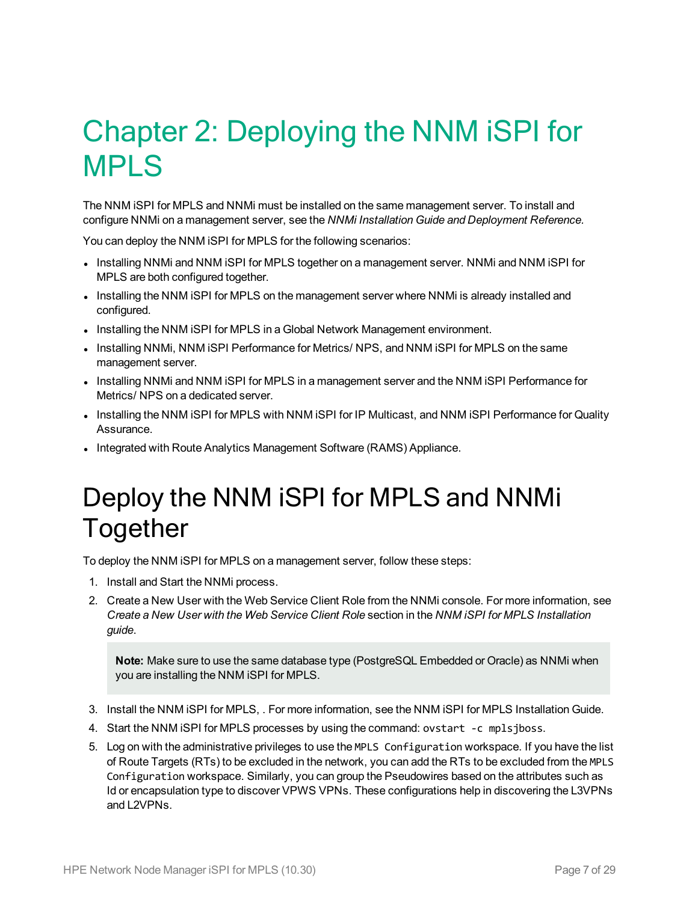# Chapter 2: Deploying the NNM iSPI for MPLS

The NNM iSPI for MPLS and NNMi must be installed on the same management server. To install and configure NNMi on a management server, see the *NNMi Installation Guide and Deployment Reference.*

You can deploy the NNM iSPI for MPLS for the following scenarios:

- Installing NNMi and NNM iSPI for MPLS together on a management server. NNMi and NNM iSPI for MPLS are both configured together.
- Installing the NNM iSPI for MPLS on the management server where NNMi is already installed and configured.
- Installing the NNM iSPI for MPLS in a Global Network Management environment.
- Installing NNMi, NNM iSPI Performance for Metrics/ NPS, and NNM iSPI for MPLS on the same management server.
- Installing NNMi and NNM iSPI for MPLS in a management server and the NNM iSPI Performance for Metrics/ NPS on a dedicated server.
- Installing the NNM iSPI for MPLS with NNM iSPI for IP Multicast, and NNM iSPI Performance for Quality Assurance.
- Integrated with Route Analytics Management Software (RAMS) Appliance.

## Deploy the NNM iSPI for MPLS and NNMi Together

To deploy the NNM iSPI for MPLS on a management server, follow these steps:

1. Install and Start the NNMi process.
2. Create a New User with the Web Service Client Role from the NNMi console. For more information, see *Create a New User with the Web Service Client Role* section in the *NNM iSPI for MPLS Installation guide*.

   > **Note:** Make sure to use the same database type (PostgreSQL Embedded or Oracle) as NNMi when you are installing the NNM iSPI for MPLS.

3. Install the NNM iSPI for MPLS, . For more information, see the NNM iSPI for MPLS Installation Guide.
4. Start the NNM iSPI for MPLS processes by using the command: `ovstart -c mplsjboss`.
5. Log on with the administrative privileges to use the `MPLS Configuration` workspace. If you have the list of Route Targets (RTs) to be excluded in the network, you can add the RTs to be excluded from the `MPLS Configuration` workspace. Similarly, you can group the Pseudowires based on the attributes such as Id or encapsulation type to discover VPWS VPNs. These configurations help in discovering the L3VPNs and L2VPNs.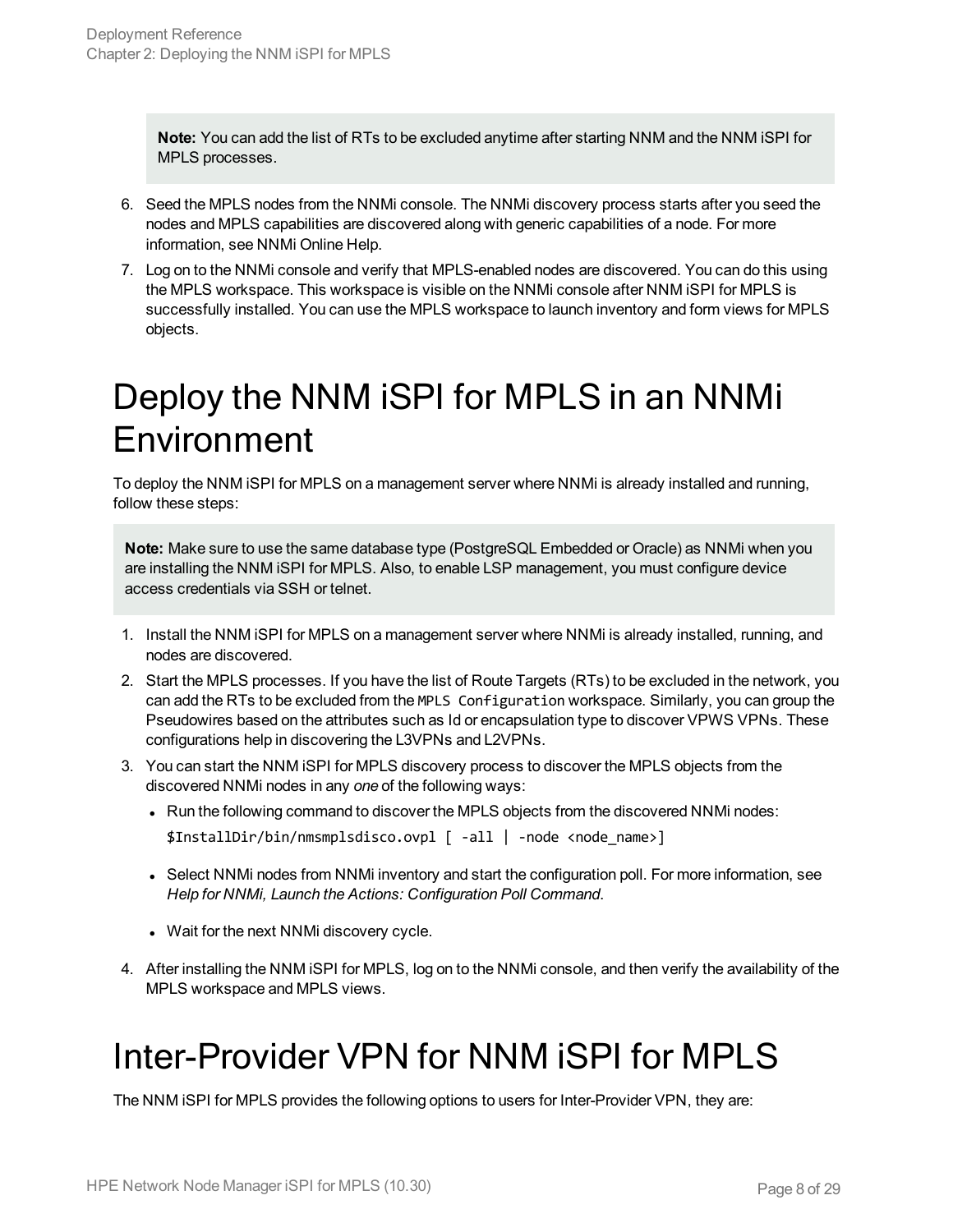**Note:** You can add the list of RTs to be excluded anytime after starting NNM and the NNM iSPI for MPLS processes.

6. Seed the MPLS nodes from the NNMi console. The NNMi discovery process starts after you seed the nodes and MPLS capabilities are discovered along with generic capabilities of a node. For more information, see NNMi Online Help.
7. Log on to the NNMi console and verify that MPLS-enabled nodes are discovered. You can do this using the MPLS workspace. This workspace is visible on the NNMi console after NNM iSPI for MPLS is successfully installed. You can use the MPLS workspace to launch inventory and form views for MPLS objects.

# Deploy the NNM iSPI for MPLS in an NNMi Environment

To deploy the NNM iSPI for MPLS on a management server where NNMi is already installed and running, follow these steps:

**Note:** Make sure to use the same database type (PostgreSQL Embedded or Oracle) as NNMi when you are installing the NNM iSPI for MPLS. Also, to enable LSP management, you must configure device access credentials via SSH or telnet.

1. Install the NNM iSPI for MPLS on a management server where NNMi is already installed, running, and nodes are discovered.
2. Start the MPLS processes. If you have the list of Route Targets (RTs) to be excluded in the network, you can add the RTs to be excluded from the `MPLS Configuration` workspace. Similarly, you can group the Pseudowires based on the attributes such as Id or encapsulation type to discover VPWS VPNs. These configurations help in discovering the L3VPNs and L2VPNs.
3. You can start the NNM iSPI for MPLS discovery process to discover the MPLS objects from the discovered NNMi nodes in any *one* of the following ways:
   - Run the following command to discover the MPLS objects from the discovered NNMi nodes:
     ```
     $InstallDir/bin/nmsmplsdisco.ovpl [ -all | -node <node_name>]
     ```
   - Select NNMi nodes from NNMi inventory and start the configuration poll. For more information, see *Help for NNMi, Launch the Actions: Configuration Poll Command*.
   - Wait for the next NNMi discovery cycle.
4. After installing the NNM iSPI for MPLS, log on to the NNMi console, and then verify the availability of the MPLS workspace and MPLS views.

# Inter-Provider VPN for NNM iSPI for MPLS

The NNM iSPI for MPLS provides the following options to users for Inter-Provider VPN, they are: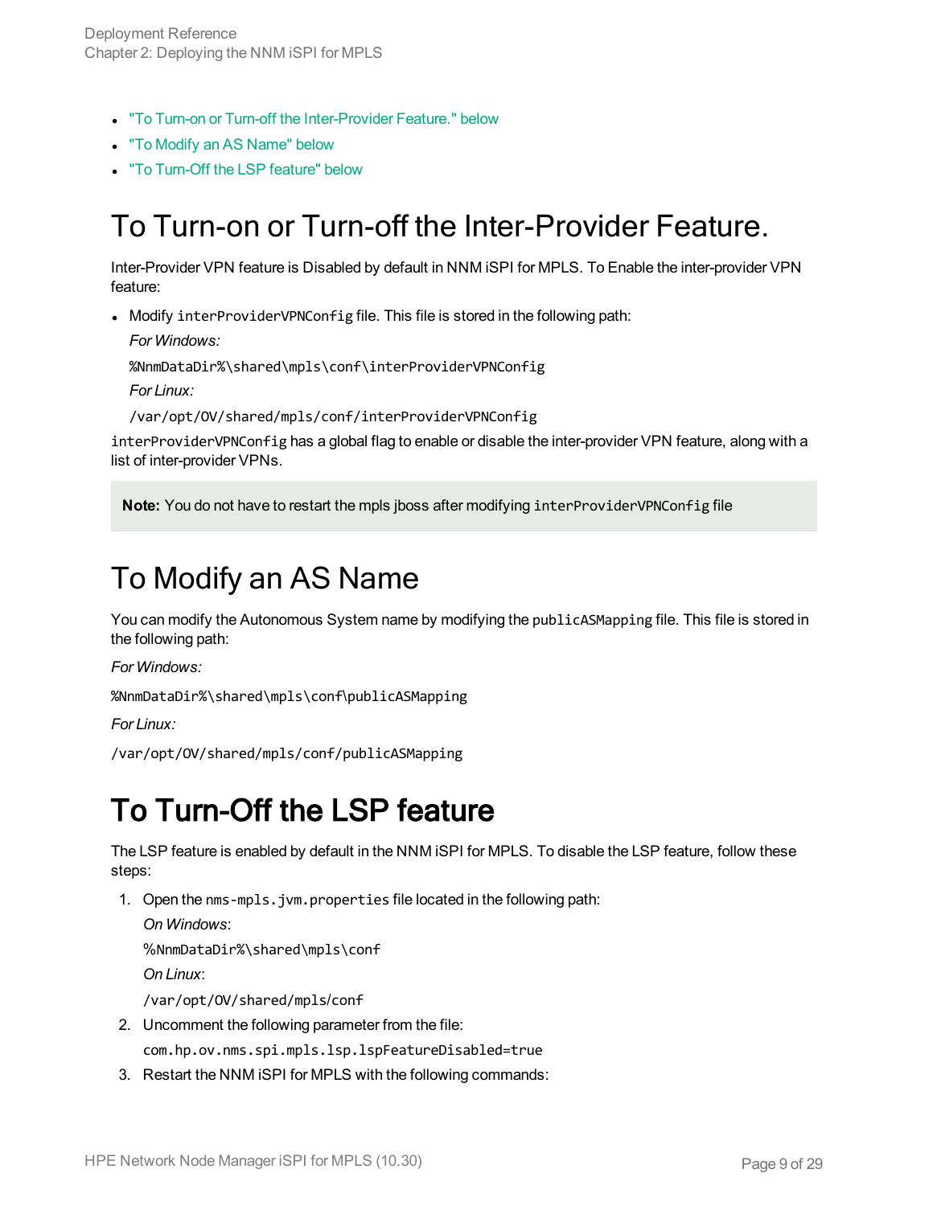- "To Turn-on or Turn-off the Inter-Provider Feature." below
- "To Modify an AS Name" below
- "To Turn-Off the LSP feature" below

# To Turn-on or Turn-off the Inter-Provider Feature.

Inter-Provider VPN feature is Disabled by default in NNM iSPI for MPLS. To Enable the inter-provider VPN feature:

- Modify `interProviderVPNConfig` file. This file is stored in the following path:

  *For Windows:*

  `%NnmDataDir%\shared\mpls\conf\interProviderVPNConfig`

  *For Linux:*

  `/var/opt/OV/shared/mpls/conf/interProviderVPNConfig`

`interProviderVPNConfig` has a global flag to enable or disable the inter-provider VPN feature, along with a list of inter-provider VPNs.

**Note:** You do not have to restart the mpls jboss after modifying `interProviderVPNConfig` file

# To Modify an AS Name

You can modify the Autonomous System name by modifying the `publicASMapping` file. This file is stored in the following path:

*For Windows:*

`%NnmDataDir%\shared\mpls\conf\publicASMapping`

*For Linux:*

`/var/opt/OV/shared/mpls/conf/publicASMapping`

# To Turn-Off the LSP feature

The LSP feature is enabled by default in the NNM iSPI for MPLS. To disable the LSP feature, follow these steps:

1. Open the `nms-mpls.jvm.properties` file located in the following path:

   *On Windows*:

   `%NnmDataDir%\shared\mpls\conf`

   *On Linux*:

   `/var/opt/OV/shared/mpls/conf`

2. Uncomment the following parameter from the file:

   `com.hp.ov.nms.spi.mpls.lsp.lspFeatureDisabled=true`

3. Restart the NNM iSPI for MPLS with the following commands: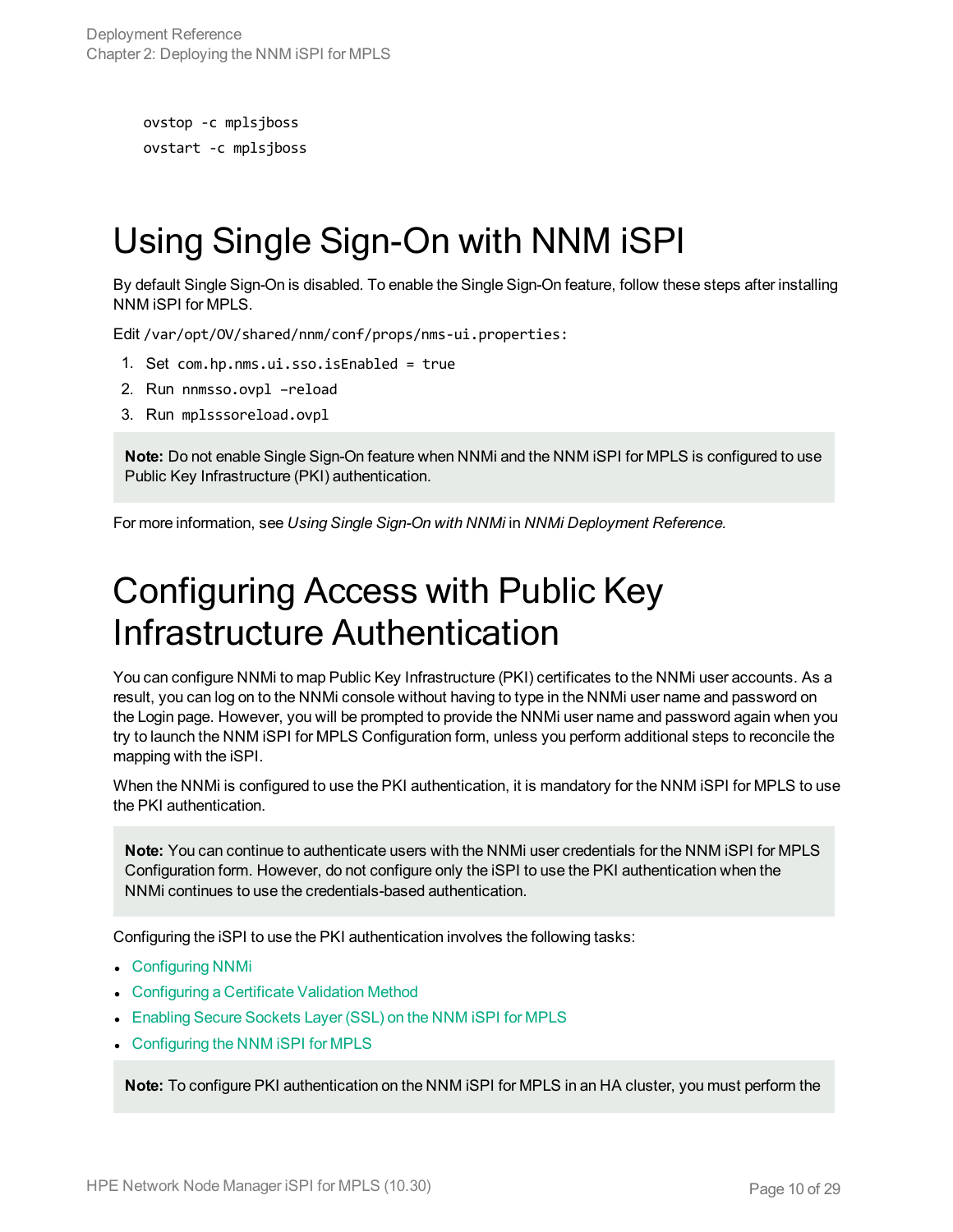```
ovstop -c mplsjboss
ovstart -c mplsjboss
```

# Using Single Sign-On with NNM iSPI

By default Single Sign-On is disabled. To enable the Single Sign-On feature, follow these steps after installing NNM iSPI for MPLS.

Edit `/var/opt/OV/shared/nnm/conf/props/nms-ui.properties:`

1. Set `com.hp.nms.ui.sso.isEnabled = true`
2. Run `nnmsso.ovpl –reload`
3. Run `mplsssoreload.ovpl`

> **Note:** Do not enable Single Sign-On feature when NNMi and the NNM iSPI for MPLS is configured to use Public Key Infrastructure (PKI) authentication.

For more information, see *Using Single Sign-On with NNMi* in *NNMi Deployment Reference.*

# Configuring Access with Public Key Infrastructure Authentication

You can configure NNMi to map Public Key Infrastructure (PKI) certificates to the NNMi user accounts. As a result, you can log on to the NNMi console without having to type in the NNMi user name and password on the Login page. However, you will be prompted to provide the NNMi user name and password again when you try to launch the NNM iSPI for MPLS Configuration form, unless you perform additional steps to reconcile the mapping with the iSPI.

When the NNMi is configured to use the PKI authentication, it is mandatory for the NNM iSPI for MPLS to use the PKI authentication.

> **Note:** You can continue to authenticate users with the NNMi user credentials for the NNM iSPI for MPLS Configuration form. However, do not configure only the iSPI to use the PKI authentication when the NNMi continues to use the credentials-based authentication.

Configuring the iSPI to use the PKI authentication involves the following tasks:

- Configuring NNMi
- Configuring a Certificate Validation Method
- Enabling Secure Sockets Layer (SSL) on the NNM iSPI for MPLS
- Configuring the NNM iSPI for MPLS

> **Note:** To configure PKI authentication on the NNM iSPI for MPLS in an HA cluster, you must perform the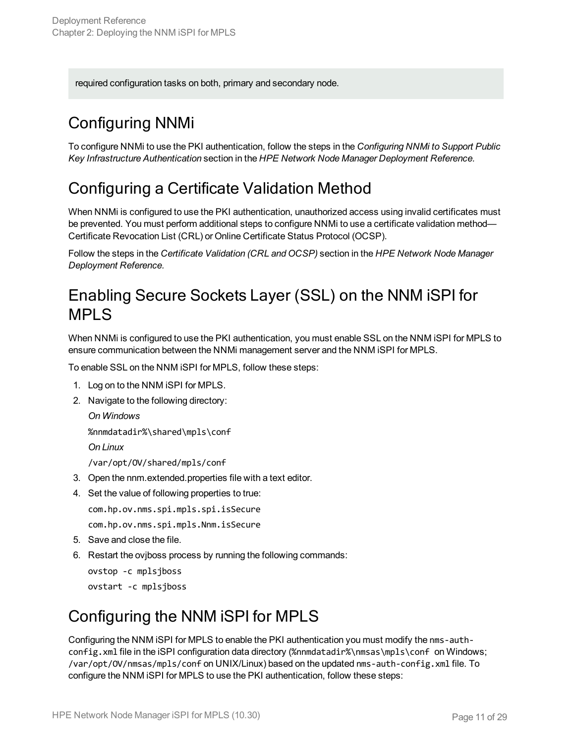required configuration tasks on both, primary and secondary node.

## Configuring NNMi

To configure NNMi to use the PKI authentication, follow the steps in the *Configuring NNMi to Support Public Key Infrastructure Authentication* section in the *HPE Network Node Manager Deployment Reference.*

## Configuring a Certificate Validation Method

When NNMi is configured to use the PKI authentication, unauthorized access using invalid certificates must be prevented. You must perform additional steps to configure NNMi to use a certificate validation method—Certificate Revocation List (CRL) or Online Certificate Status Protocol (OCSP).

Follow the steps in the *Certificate Validation (CRL and OCSP)* section in the *HPE Network Node Manager Deployment Reference.*

## Enabling Secure Sockets Layer (SSL) on the NNM iSPI for MPLS

When NNMi is configured to use the PKI authentication, you must enable SSL on the NNM iSPI for MPLS to ensure communication between the NNMi management server and the NNM iSPI for MPLS.

To enable SSL on the NNM iSPI for MPLS, follow these steps:

1. Log on to the NNM iSPI for MPLS.
2. Navigate to the following directory:

   *On Windows*

   `%nnmdatadir%\shared\mpls\conf`

   *On Linux*

   `/var/opt/OV/shared/mpls/conf`
3. Open the nnm.extended.properties file with a text editor.
4. Set the value of following properties to true:

   `com.hp.ov.nms.spi.mpls.spi.isSecure`

   `com.hp.ov.nms.spi.mpls.Nnm.isSecure`
5. Save and close the file.
6. Restart the ovjboss process by running the following commands:

   `ovstop -c mplsjboss`

   `ovstart -c mplsjboss`

## Configuring the NNM iSPI for MPLS

Configuring the NNM iSPI for MPLS to enable the PKI authentication you must modify the `nms-auth-config.xml` file in the iSPI configuration data directory (`%nnmdatadir%\nmsas\mpls\conf` on Windows; `/var/opt/OV/nmsas/mpls/conf` on UNIX/Linux) based on the updated `nms-auth-config.xml` file. To configure the NNM iSPI for MPLS to use the PKI authentication, follow these steps: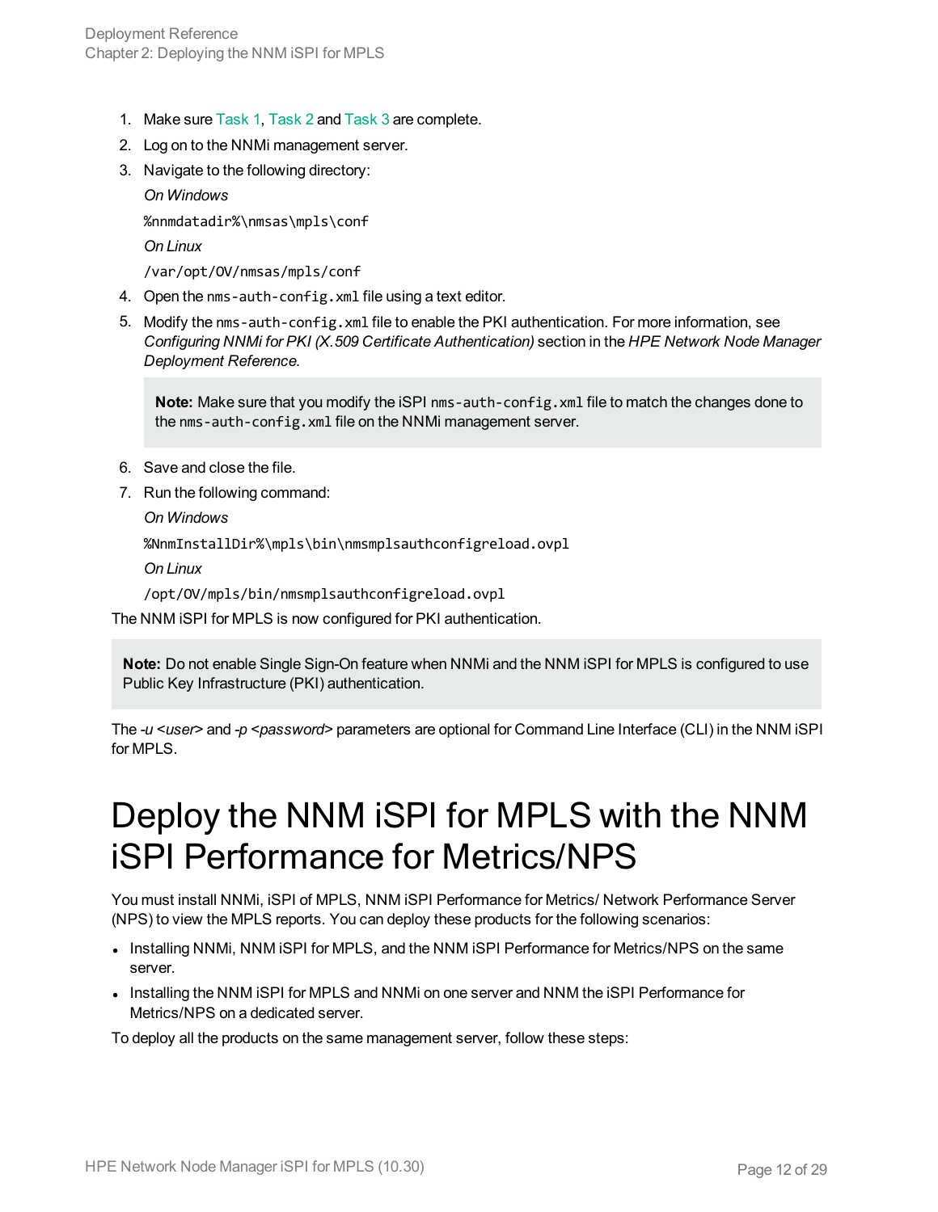1. Make sure Task 1, Task 2 and Task 3 are complete.
2. Log on to the NNMi management server.
3. Navigate to the following directory:

   *On Windows*

   `%nnmdatadir%\nmsas\mpls\conf`

   *On Linux*

   `/var/opt/OV/nmsas/mpls/conf`
4. Open the `nms-auth-config.xml` file using a text editor.
5. Modify the `nms-auth-config.xml` file to enable the PKI authentication. For more information, see *Configuring NNMi for PKI (X.509 Certificate Authentication)* section in the *HPE Network Node Manager Deployment Reference*.

   > **Note:** Make sure that you modify the iSPI `nms-auth-config.xml` file to match the changes done to the `nms-auth-config.xml` file on the NNMi management server.
6. Save and close the file.
7. Run the following command:

   *On Windows*

   `%NnmInstallDir%\mpls\bin\nmsmplsauthconfigreload.ovpl`

   *On Linux*

   `/opt/OV/mpls/bin/nmsmplsauthconfigreload.ovpl`

The NNM iSPI for MPLS is now configured for PKI authentication.

> **Note:** Do not enable Single Sign-On feature when NNMi and the NNM iSPI for MPLS is configured to use Public Key Infrastructure (PKI) authentication.

The *-u <user>* and *-p <password>* parameters are optional for Command Line Interface (CLI) in the NNM iSPI for MPLS.

# Deploy the NNM iSPI for MPLS with the NNM iSPI Performance for Metrics/NPS

You must install NNMi, iSPI of MPLS, NNM iSPI Performance for Metrics/ Network Performance Server (NPS) to view the MPLS reports. You can deploy these products for the following scenarios:

- Installing NNMi, NNM iSPI for MPLS, and the NNM iSPI Performance for Metrics/NPS on the same server.
- Installing the NNM iSPI for MPLS and NNMi on one server and NNM the iSPI Performance for Metrics/NPS on a dedicated server.

To deploy all the products on the same management server, follow these steps: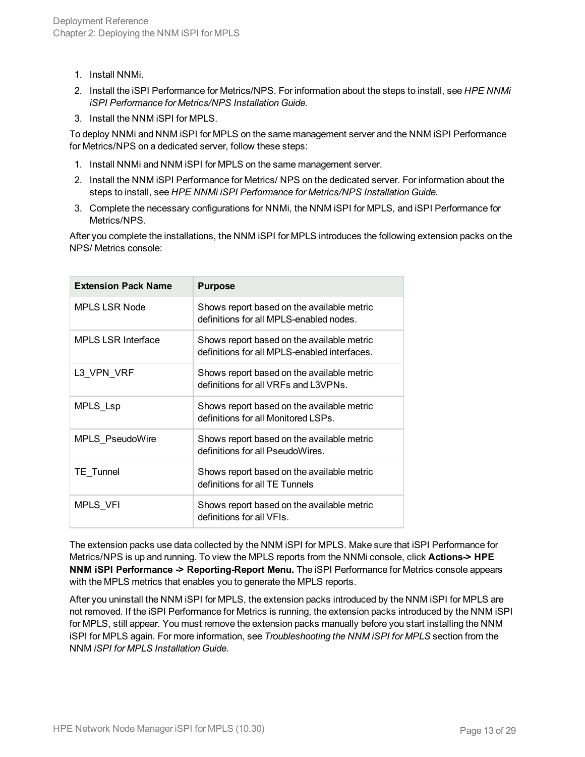1. Install NNMi.
2. Install the iSPI Performance for Metrics/NPS. For information about the steps to install, see *HPE NNMi iSPI Performance for Metrics/NPS Installation Guide.*
3. Install the NNM iSPI for MPLS.

To deploy NNMi and NNM iSPI for MPLS on the same management server and the NNM iSPI Performance for Metrics/NPS on a dedicated server, follow these steps:

1. Install NNMi and NNM iSPI for MPLS on the same management server.
2. Install the NNM iSPI Performance for Metrics/ NPS on the dedicated server. For information about the steps to install, see *HPE NNMi iSPI Performance for Metrics/NPS Installation Guide.*
3. Complete the necessary configurations for NNMi, the NNM iSPI for MPLS, and iSPI Performance for Metrics/NPS.

After you complete the installations, the NNM iSPI for MPLS introduces the following extension packs on the NPS/ Metrics console:

| Extension Pack Name | Purpose |
|---|---|
| MPLS LSR Node | Shows report based on the available metric definitions for all MPLS-enabled nodes. |
| MPLS LSR Interface | Shows report based on the available metric definitions for all MPLS-enabled interfaces. |
| L3_VPN_VRF | Shows report based on the available metric definitions for all VRFs and L3VPNs. |
| MPLS_Lsp | Shows report based on the available metric definitions for all Monitored LSPs. |
| MPLS_PseudoWire | Shows report based on the available metric definitions for all PseudoWires. |
| TE_Tunnel | Shows report based on the available metric definitions for all TE Tunnels |
| MPLS_VFI | Shows report based on the available metric definitions for all VFIs. |

The extension packs use data collected by the NNM iSPI for MPLS. Make sure that iSPI Performance for Metrics/NPS is up and running. To view the MPLS reports from the NNMi console, click **Actions-> HPE NNM iSPI Performance -> Reporting-Report Menu.** The iSPI Performance for Metrics console appears with the MPLS metrics that enables you to generate the MPLS reports.

After you uninstall the NNM iSPI for MPLS, the extension packs introduced by the NNM iSPI for MPLS are not removed. If the iSPI Performance for Metrics is running, the extension packs introduced by the NNM iSPI for MPLS, still appear. You must remove the extension packs manually before you start installing the NNM iSPI for MPLS again. For more information, see *Troubleshooting the NNM iSPI for MPLS* section from the NNM *iSPI for MPLS Installation Guide*.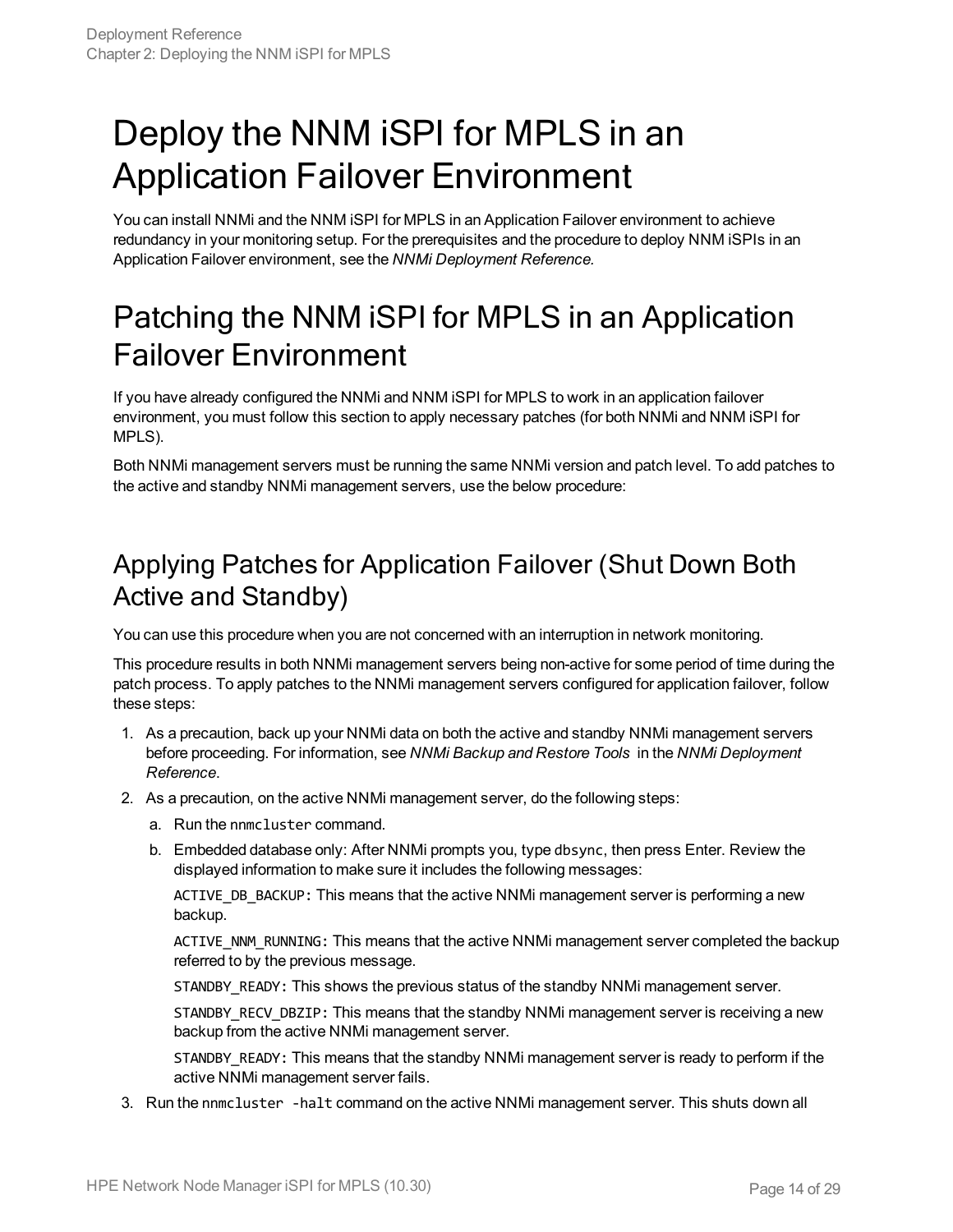# Deploy the NNM iSPI for MPLS in an Application Failover Environment

You can install NNMi and the NNM iSPI for MPLS in an Application Failover environment to achieve redundancy in your monitoring setup. For the prerequisites and the procedure to deploy NNM iSPIs in an Application Failover environment, see the *NNMi Deployment Reference*.

# Patching the NNM iSPI for MPLS in an Application Failover Environment

If you have already configured the NNMi and NNM iSPI for MPLS to work in an application failover environment, you must follow this section to apply necessary patches (for both NNMi and NNM iSPI for MPLS).

Both NNMi management servers must be running the same NNMi version and patch level. To add patches to the active and standby NNMi management servers, use the below procedure:

## Applying Patches for Application Failover (Shut Down Both Active and Standby)

You can use this procedure when you are not concerned with an interruption in network monitoring.

This procedure results in both NNMi management servers being non-active for some period of time during the patch process. To apply patches to the NNMi management servers configured for application failover, follow these steps:

1. As a precaution, back up your NNMi data on both the active and standby NNMi management servers before proceeding. For information, see *NNMi Backup and Restore Tools* in the *NNMi Deployment Reference*.
2. As a precaution, on the active NNMi management server, do the following steps:
   a. Run the `nnmcluster` command.
   b. Embedded database only: After NNMi prompts you, type `dbsync`, then press Enter. Review the displayed information to make sure it includes the following messages:

      `ACTIVE_DB_BACKUP:` This means that the active NNMi management server is performing a new backup.

      `ACTIVE_NNM_RUNNING:` This means that the active NNMi management server completed the backup referred to by the previous message.

      `STANDBY_READY:` This shows the previous status of the standby NNMi management server.

      `STANDBY_RECV_DBZIP:` This means that the standby NNMi management server is receiving a new backup from the active NNMi management server.

      `STANDBY_READY:` This means that the standby NNMi management server is ready to perform if the active NNMi management server fails.
3. Run the `nnmcluster -halt` command on the active NNMi management server. This shuts down all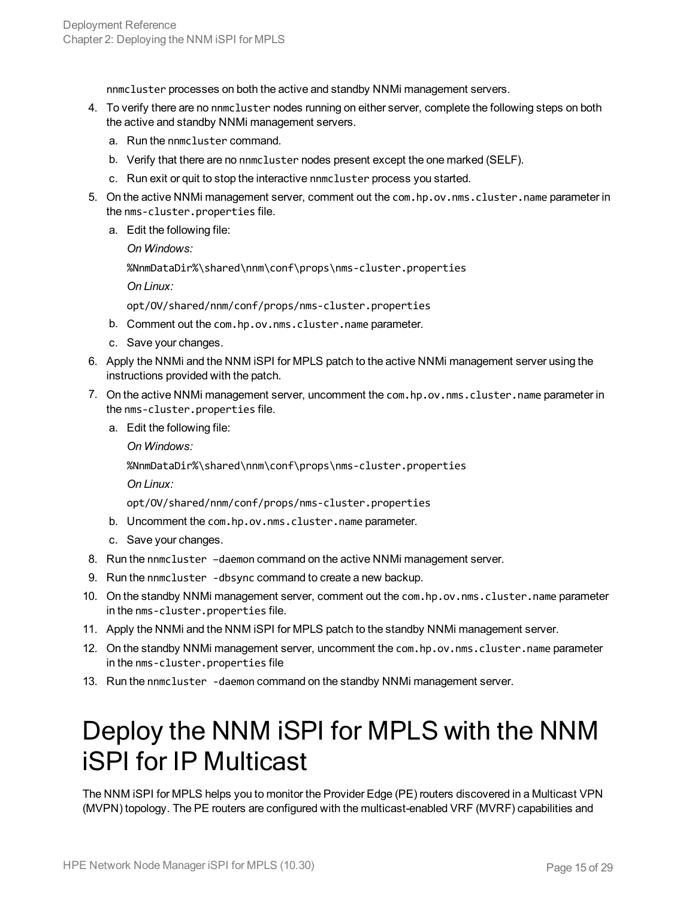`nnmcluster` processes on both the active and standby NNMi management servers.

4. To verify there are no `nnmcluster` nodes running on either server, complete the following steps on both the active and standby NNMi management servers.
   a. Run the `nnmcluster` command.
   b. Verify that there are no `nnmcluster` nodes present except the one marked (SELF).
   c. Run exit or quit to stop the interactive `nnmcluster` process you started.
5. On the active NNMi management server, comment out the `com.hp.ov.nms.cluster.name` parameter in the `nms-cluster.properties` file.
   a. Edit the following file:

      *On Windows:*

      `%NnmDataDir%\shared\nnm\conf\props\nms-cluster.properties`

      *On Linux:*

      `opt/OV/shared/nnm/conf/props/nms-cluster.properties`
   b. Comment out the `com.hp.ov.nms.cluster.name` parameter.
   c. Save your changes.
6. Apply the NNMi and the NNM iSPI for MPLS patch to the active NNMi management server using the instructions provided with the patch.
7. On the active NNMi management server, uncomment the `com.hp.ov.nms.cluster.name` parameter in the `nms-cluster.properties` file.
   a. Edit the following file:

      *On Windows:*

      `%NnmDataDir%\shared\nnm\conf\props\nms-cluster.properties`

      *On Linux:*

      `opt/OV/shared/nnm/conf/props/nms-cluster.properties`
   b. Uncomment the `com.hp.ov.nms.cluster.name` parameter.
   c. Save your changes.
8. Run the `nnmcluster –daemon` command on the active NNMi management server.
9. Run the `nnmcluster -dbsync` command to create a new backup.
10. On the standby NNMi management server, comment out the `com.hp.ov.nms.cluster.name` parameter in the `nms-cluster.properties` file.
11. Apply the NNMi and the NNM iSPI for MPLS patch to the standby NNMi management server.
12. On the standby NNMi management server, uncomment the `com.hp.ov.nms.cluster.name` parameter in the `nms-cluster.properties` file
13. Run the `nnmcluster -daemon` command on the standby NNMi management server.

# Deploy the NNM iSPI for MPLS with the NNM iSPI for IP Multicast

The NNM iSPI for MPLS helps you to monitor the Provider Edge (PE) routers discovered in a Multicast VPN (MVPN) topology. The PE routers are configured with the multicast-enabled VRF (MVRF) capabilities and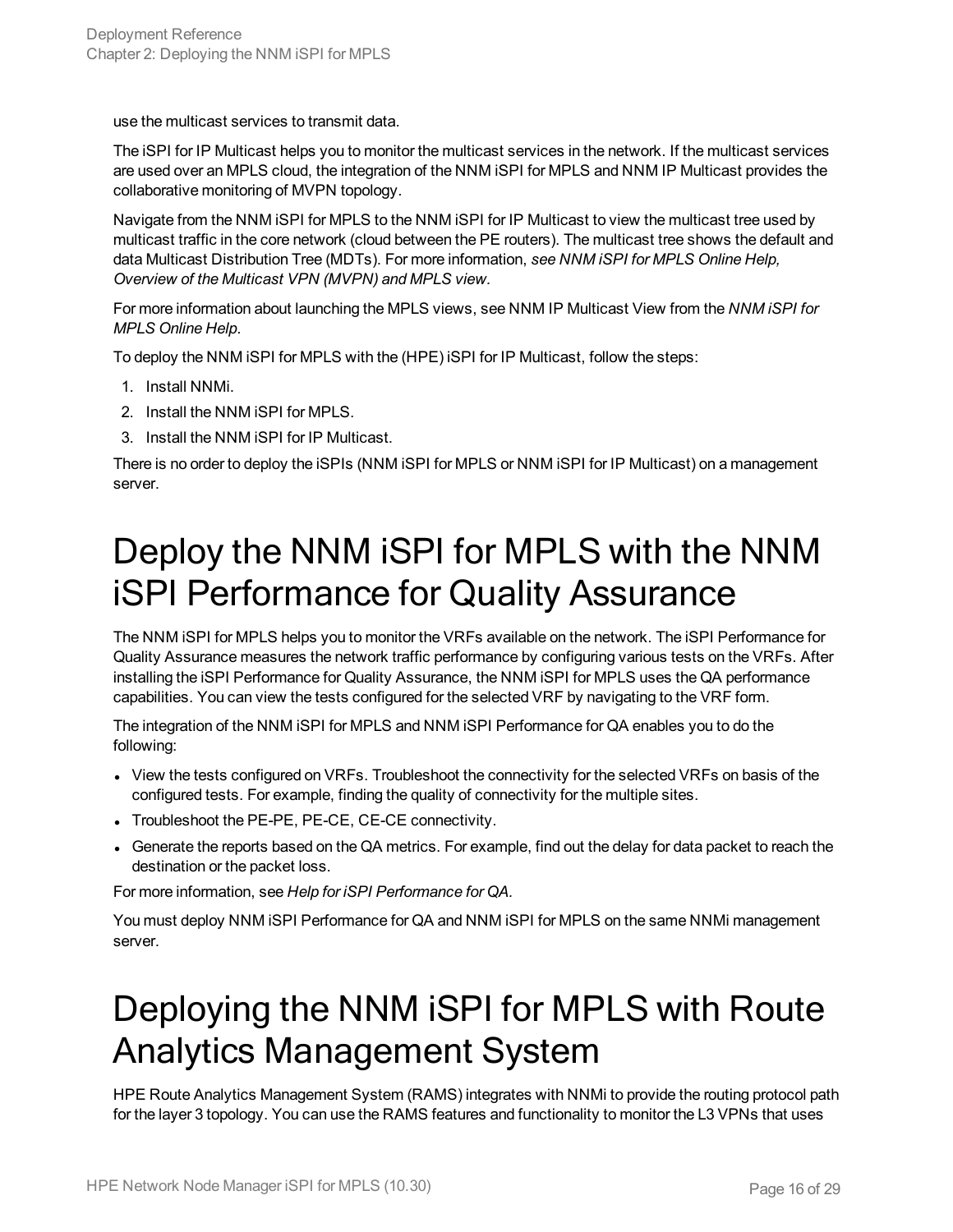use the multicast services to transmit data.

The iSPI for IP Multicast helps you to monitor the multicast services in the network. If the multicast services are used over an MPLS cloud, the integration of the NNM iSPI for MPLS and NNM IP Multicast provides the collaborative monitoring of MVPN topology.

Navigate from the NNM iSPI for MPLS to the NNM iSPI for IP Multicast to view the multicast tree used by multicast traffic in the core network (cloud between the PE routers). The multicast tree shows the default and data Multicast Distribution Tree (MDTs). For more information, *see NNM iSPI for MPLS Online Help, Overview of the Multicast VPN (MVPN) and MPLS view*.

For more information about launching the MPLS views, see NNM IP Multicast View from the *NNM iSPI for MPLS Online Help*.

To deploy the NNM iSPI for MPLS with the (HPE) iSPI for IP Multicast, follow the steps:

1. Install NNMi.
2. Install the NNM iSPI for MPLS.
3. Install the NNM iSPI for IP Multicast.

There is no order to deploy the iSPIs (NNM iSPI for MPLS or NNM iSPI for IP Multicast) on a management server.

# Deploy the NNM iSPI for MPLS with the NNM iSPI Performance for Quality Assurance

The NNM iSPI for MPLS helps you to monitor the VRFs available on the network. The iSPI Performance for Quality Assurance measures the network traffic performance by configuring various tests on the VRFs. After installing the iSPI Performance for Quality Assurance, the NNM iSPI for MPLS uses the QA performance capabilities. You can view the tests configured for the selected VRF by navigating to the VRF form.

The integration of the NNM iSPI for MPLS and NNM iSPI Performance for QA enables you to do the following:

- View the tests configured on VRFs. Troubleshoot the connectivity for the selected VRFs on basis of the configured tests. For example, finding the quality of connectivity for the multiple sites.
- Troubleshoot the PE-PE, PE-CE, CE-CE connectivity.
- Generate the reports based on the QA metrics. For example, find out the delay for data packet to reach the destination or the packet loss.

For more information, see *Help for iSPI Performance for QA.*

You must deploy NNM iSPI Performance for QA and NNM iSPI for MPLS on the same NNMi management server.

# Deploying the NNM iSPI for MPLS with Route Analytics Management System

HPE Route Analytics Management System (RAMS) integrates with NNMi to provide the routing protocol path for the layer 3 topology. You can use the RAMS features and functionality to monitor the L3 VPNs that uses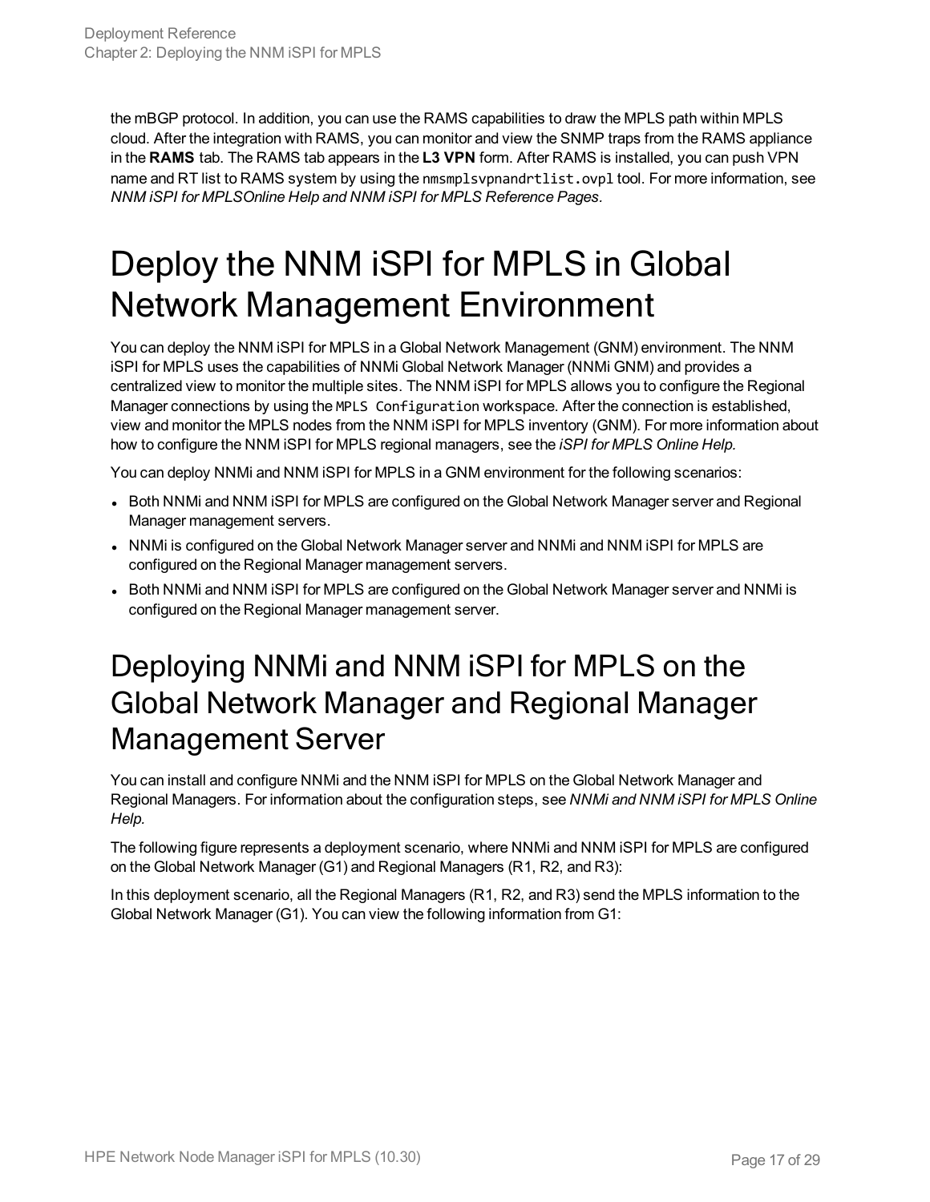the mBGP protocol. In addition, you can use the RAMS capabilities to draw the MPLS path within MPLS cloud. After the integration with RAMS, you can monitor and view the SNMP traps from the RAMS appliance in the **RAMS** tab. The RAMS tab appears in the **L3 VPN** form. After RAMS is installed, you can push VPN name and RT list to RAMS system by using the `nmsmplsvpnandrtlist.ovpl` tool. For more information, see *NNM iSPI for MPLSOnline Help and NNM iSPI for MPLS Reference Pages*.

# Deploy the NNM iSPI for MPLS in Global Network Management Environment

You can deploy the NNM iSPI for MPLS in a Global Network Management (GNM) environment. The NNM iSPI for MPLS uses the capabilities of NNMi Global Network Manager (NNMi GNM) and provides a centralized view to monitor the multiple sites. The NNM iSPI for MPLS allows you to configure the Regional Manager connections by using the `MPLS Configuration` workspace. After the connection is established, view and monitor the MPLS nodes from the NNM iSPI for MPLS inventory (GNM). For more information about how to configure the NNM iSPI for MPLS regional managers, see the *iSPI for MPLS Online Help.*

You can deploy NNMi and NNM iSPI for MPLS in a GNM environment for the following scenarios:

- Both NNMi and NNM iSPI for MPLS are configured on the Global Network Manager server and Regional Manager management servers.
- NNMi is configured on the Global Network Manager server and NNMi and NNM iSPI for MPLS are configured on the Regional Manager management servers.
- Both NNMi and NNM iSPI for MPLS are configured on the Global Network Manager server and NNMi is configured on the Regional Manager management server.

## Deploying NNMi and NNM iSPI for MPLS on the Global Network Manager and Regional Manager Management Server

You can install and configure NNMi and the NNM iSPI for MPLS on the Global Network Manager and Regional Managers. For information about the configuration steps, see *NNMi and NNM iSPI for MPLS Online Help.*

The following figure represents a deployment scenario, where NNMi and NNM iSPI for MPLS are configured on the Global Network Manager (G1) and Regional Managers (R1, R2, and R3):

In this deployment scenario, all the Regional Managers (R1, R2, and R3) send the MPLS information to the Global Network Manager (G1). You can view the following information from G1: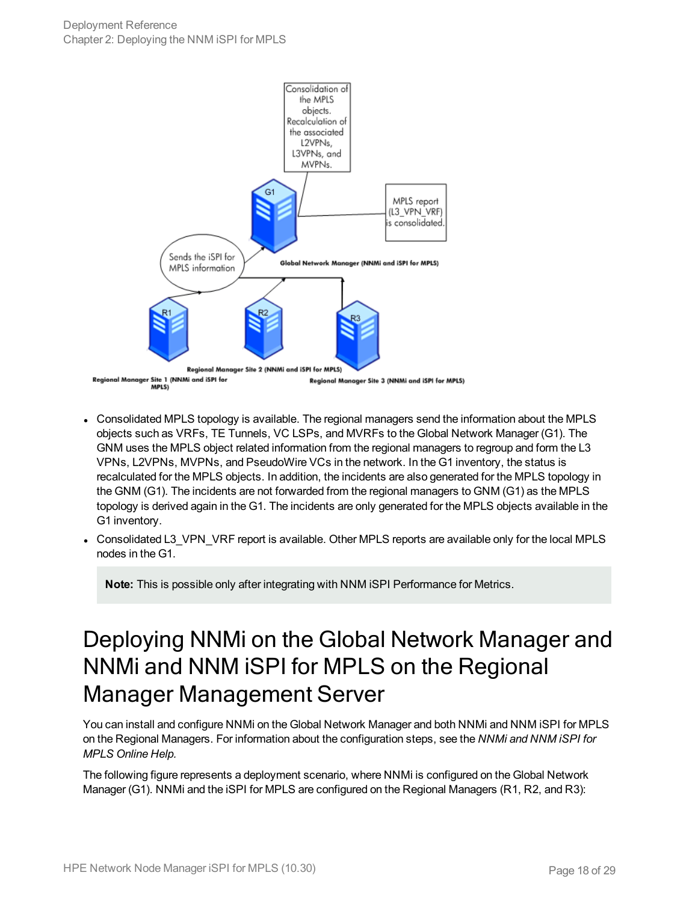Consolidation of the MPLS objects. Recalculation of the associated L2VPNs, L3VPNs, and MVPNs.

G1

MPLS report (L3_VPN_VRF) is consolidated.

Sends the iSPI for MPLS information

Global Network Manager (NNMi and iSPI for MPLS)

R1

R2

R3

Regional Manager Site 2 (NNMi and iSPI for MPLS)

Regional Manager Site 1 (NNMi and iSPI for MPLS)

Regional Manager Site 3 (NNMi and iSPI for MPLS)

- Consolidated MPLS topology is available. The regional managers send the information about the MPLS objects such as VRFs, TE Tunnels, VC LSPs, and MVRFs to the Global Network Manager (G1). The GNM uses the MPLS object related information from the regional managers to regroup and form the L3 VPNs, L2VPNs, MVPNs, and PseudoWire VCs in the network. In the G1 inventory, the status is recalculated for the MPLS objects. In addition, the incidents are also generated for the MPLS topology in the GNM (G1). The incidents are not forwarded from the regional managers to GNM (G1) as the MPLS topology is derived again in the G1. The incidents are only generated for the MPLS objects available in the G1 inventory.
- Consolidated L3_VPN_VRF report is available. Other MPLS reports are available only for the local MPLS nodes in the G1.

> **Note:** This is possible only after integrating with NNM iSPI Performance for Metrics.

# Deploying NNMi on the Global Network Manager and NNMi and NNM iSPI for MPLS on the Regional Manager Management Server

You can install and configure NNMi on the Global Network Manager and both NNMi and NNM iSPI for MPLS on the Regional Managers. For information about the configuration steps, see the *NNMi and NNM iSPI for MPLS Online Help*.

The following figure represents a deployment scenario, where NNMi is configured on the Global Network Manager (G1). NNMi and the iSPI for MPLS are configured on the Regional Managers (R1, R2, and R3):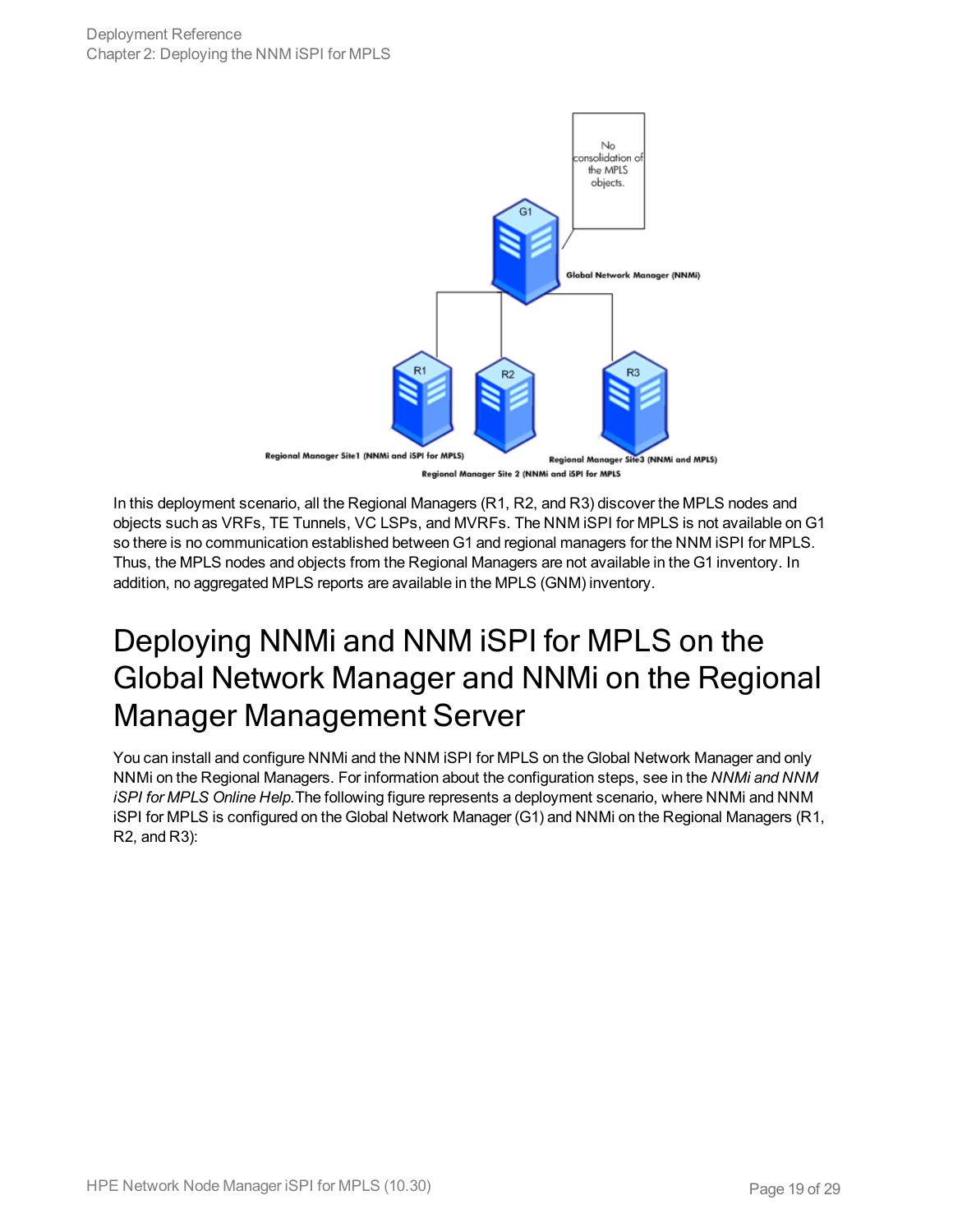No consolidation of the MPLS objects.

G1

Global Network Manager (NNMi)

R1

R2

R3

Regional Manager Site1 (NNMi and iSPI for MPLS)

Regional Manager Site3 (NNMi and MPLS)

Regional Manager Site 2 (NNMi and iSPI for MPLS

In this deployment scenario, all the Regional Managers (R1, R2, and R3) discover the MPLS nodes and objects such as VRFs, TE Tunnels, VC LSPs, and MVRFs. The NNM iSPI for MPLS is not available on G1 so there is no communication established between G1 and regional managers for the NNM iSPI for MPLS. Thus, the MPLS nodes and objects from the Regional Managers are not available in the G1 inventory. In addition, no aggregated MPLS reports are available in the MPLS (GNM) inventory.

# Deploying NNMi and NNM iSPI for MPLS on the Global Network Manager and NNMi on the Regional Manager Management Server

You can install and configure NNMi and the NNM iSPI for MPLS on the Global Network Manager and only NNMi on the Regional Managers. For information about the configuration steps, see in the *NNMi and NNM iSPI for MPLS Online Help.*The following figure represents a deployment scenario, where NNMi and NNM iSPI for MPLS is configured on the Global Network Manager (G1) and NNMi on the Regional Managers (R1, R2, and R3):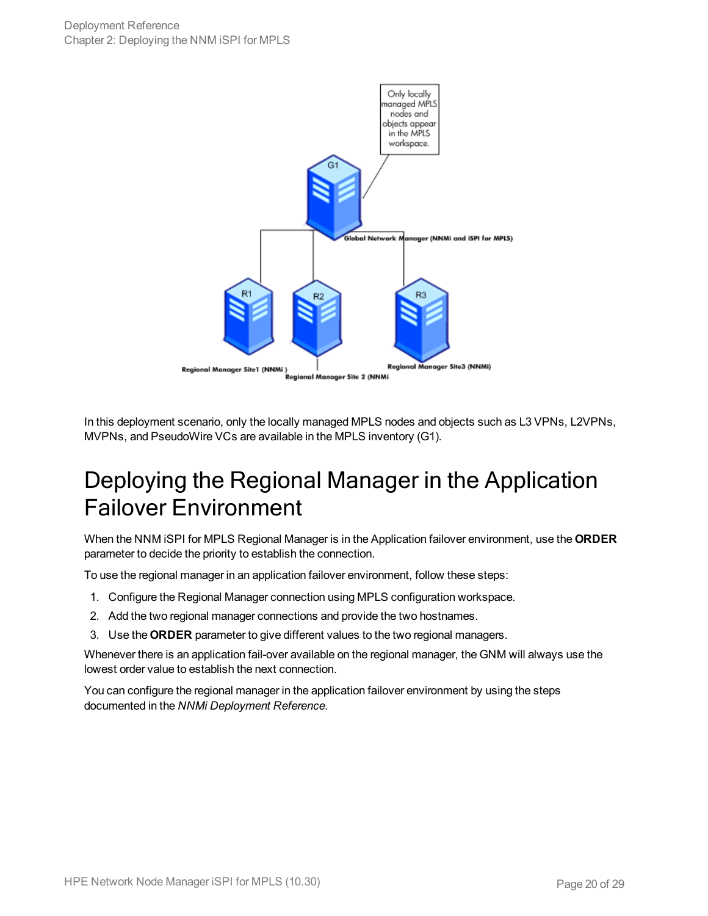Only locally managed MPLS nodes and objects appear in the MPLS workspace.

G1

Global Network Manager (NNMi and iSPI for MPLS)

R1

R2

R3

Regional Manager Site1 (NNMi )

Regional Manager Site 2 (NNMi

Regional Manager Site3 (NNMi)

In this deployment scenario, only the locally managed MPLS nodes and objects such as L3 VPNs, L2VPNs, MVPNs, and PseudoWire VCs are available in the MPLS inventory (G1).

# Deploying the Regional Manager in the Application Failover Environment

When the NNM iSPI for MPLS Regional Manager is in the Application failover environment, use the **ORDER** parameter to decide the priority to establish the connection.

To use the regional manager in an application failover environment, follow these steps:

1. Configure the Regional Manager connection using MPLS configuration workspace.
2. Add the two regional manager connections and provide the two hostnames.
3. Use the **ORDER** parameter to give different values to the two regional managers.

Whenever there is an application fail-over available on the regional manager, the GNM will always use the lowest order value to establish the next connection.

You can configure the regional manager in the application failover environment by using the steps documented in the *NNMi Deployment Reference.*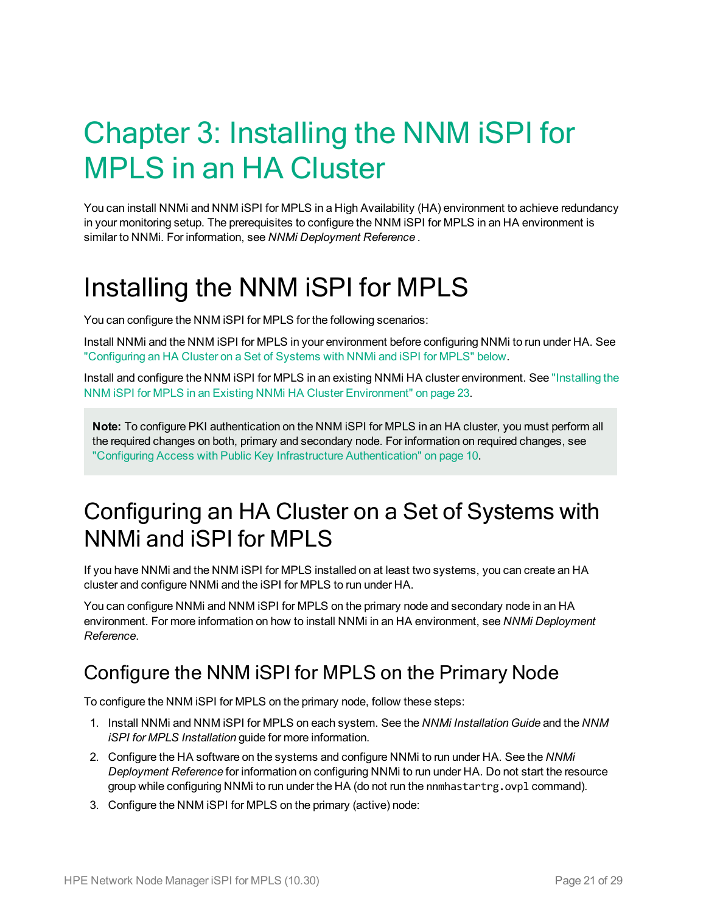# Chapter 3: Installing the NNM iSPI for MPLS in an HA Cluster

You can install NNMi and NNM iSPI for MPLS in a High Availability (HA) environment to achieve redundancy in your monitoring setup. The prerequisites to configure the NNM iSPI for MPLS in an HA environment is similar to NNMi. For information, see *NNMi Deployment Reference* .

# Installing the NNM iSPI for MPLS

You can configure the NNM iSPI for MPLS for the following scenarios:

Install NNMi and the NNM iSPI for MPLS in your environment before configuring NNMi to run under HA. See "Configuring an HA Cluster on a Set of Systems with NNMi and iSPI for MPLS" below.

Install and configure the NNM iSPI for MPLS in an existing NNMi HA cluster environment. See "Installing the NNM iSPI for MPLS in an Existing NNMi HA Cluster Environment" on page 23.

> **Note:** To configure PKI authentication on the NNM iSPI for MPLS in an HA cluster, you must perform all the required changes on both, primary and secondary node. For information on required changes, see "Configuring Access with Public Key Infrastructure Authentication" on page 10.

## Configuring an HA Cluster on a Set of Systems with NNMi and iSPI for MPLS

If you have NNMi and the NNM iSPI for MPLS installed on at least two systems, you can create an HA cluster and configure NNMi and the iSPI for MPLS to run under HA.

You can configure NNMi and NNM iSPI for MPLS on the primary node and secondary node in an HA environment. For more information on how to install NNMi in an HA environment, see *NNMi Deployment Reference*.

### Configure the NNM iSPI for MPLS on the Primary Node

To configure the NNM iSPI for MPLS on the primary node, follow these steps:

1. Install NNMi and NNM iSPI for MPLS on each system. See the *NNMi Installation Guide* and the *NNM iSPI for MPLS Installation* guide for more information.
2. Configure the HA software on the systems and configure NNMi to run under HA. See the *NNMi Deployment Reference* for information on configuring NNMi to run under HA. Do not start the resource group while configuring NNMi to run under the HA (do not run the `nnmhastartrg.ovpl` command).
3. Configure the NNM iSPI for MPLS on the primary (active) node: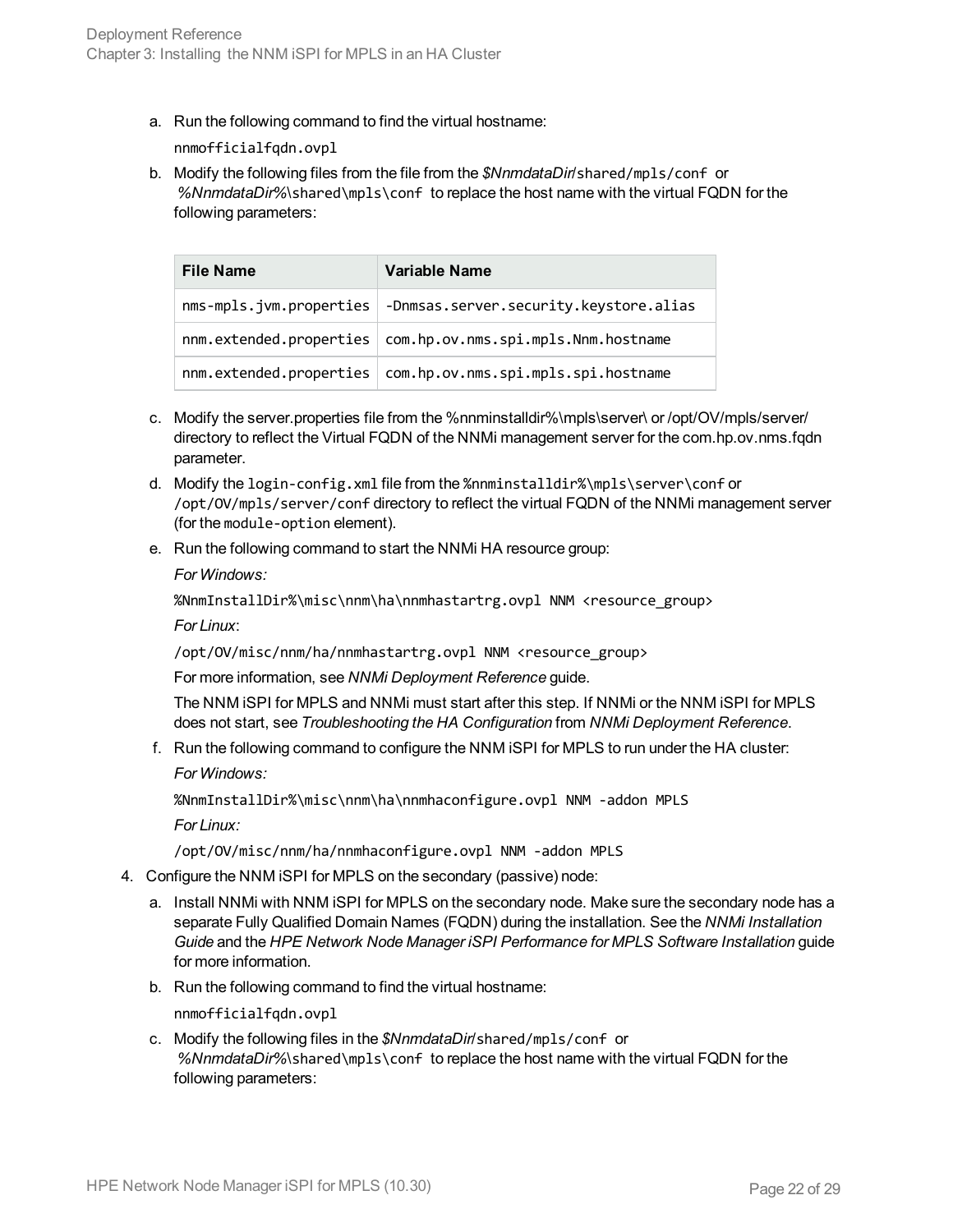a. Run the following command to find the virtual hostname:

   `nnmofficialfqdn.ovpl`

b. Modify the following files from the file from the *$NnmdataDir*/`shared/mpls/conf` or *%NnmdataDir%*`\shared\mpls\conf` to replace the host name with the virtual FQDN for the following parameters:

| File Name | Variable Name |
|---|---|
| nms-mpls.jvm.properties | -Dnmsas.server.security.keystore.alias |
| nnm.extended.properties | com.hp.ov.nms.spi.mpls.Nnm.hostname |
| nnm.extended.properties | com.hp.ov.nms.spi.mpls.spi.hostname |

c. Modify the server.properties file from the %nnminstalldir%\mpls\server\ or /opt/OV/mpls/server/ directory to reflect the Virtual FQDN of the NNMi management server for the com.hp.ov.nms.fqdn parameter.

d. Modify the `login-config.xml` file from the `%nnminstalldir%\mpls\server\conf` or `/opt/OV/mpls/server/conf` directory to reflect the virtual FQDN of the NNMi management server (for the `module-option` element).

e. Run the following command to start the NNMi HA resource group:

   *For Windows:*

   `%NnmInstallDir%\misc\nnm\ha\nnmhastartrg.ovpl NNM <resource_group>`

   *For Linux*:

   `/opt/OV/misc/nnm/ha/nnmhastartrg.ovpl NNM <resource_group>`

   For more information, see *NNMi Deployment Reference* guide.

   The NNM iSPI for MPLS and NNMi must start after this step. If NNMi or the NNM iSPI for MPLS does not start, see *Troubleshooting the HA Configuration* from *NNMi Deployment Reference*.

f. Run the following command to configure the NNM iSPI for MPLS to run under the HA cluster:

   *For Windows:*

   `%NnmInstallDir%\misc\nnm\ha\nnmhaconfigure.ovpl NNM -addon MPLS`

   *For Linux:*

   `/opt/OV/misc/nnm/ha/nnmhaconfigure.ovpl NNM -addon MPLS`

4. Configure the NNM iSPI for MPLS on the secondary (passive) node:

   a. Install NNMi with NNM iSPI for MPLS on the secondary node. Make sure the secondary node has a separate Fully Qualified Domain Names (FQDN) during the installation. See the *NNMi Installation Guide* and the *HPE Network Node Manager iSPI Performance for MPLS Software Installation* guide for more information.

   b. Run the following command to find the virtual hostname:

      `nnmofficialfqdn.ovpl`

   c. Modify the following files in the *$NnmdataDir*/`shared/mpls/conf` or *%NnmdataDir%*`\shared\mpls\conf` to replace the host name with the virtual FQDN for the following parameters: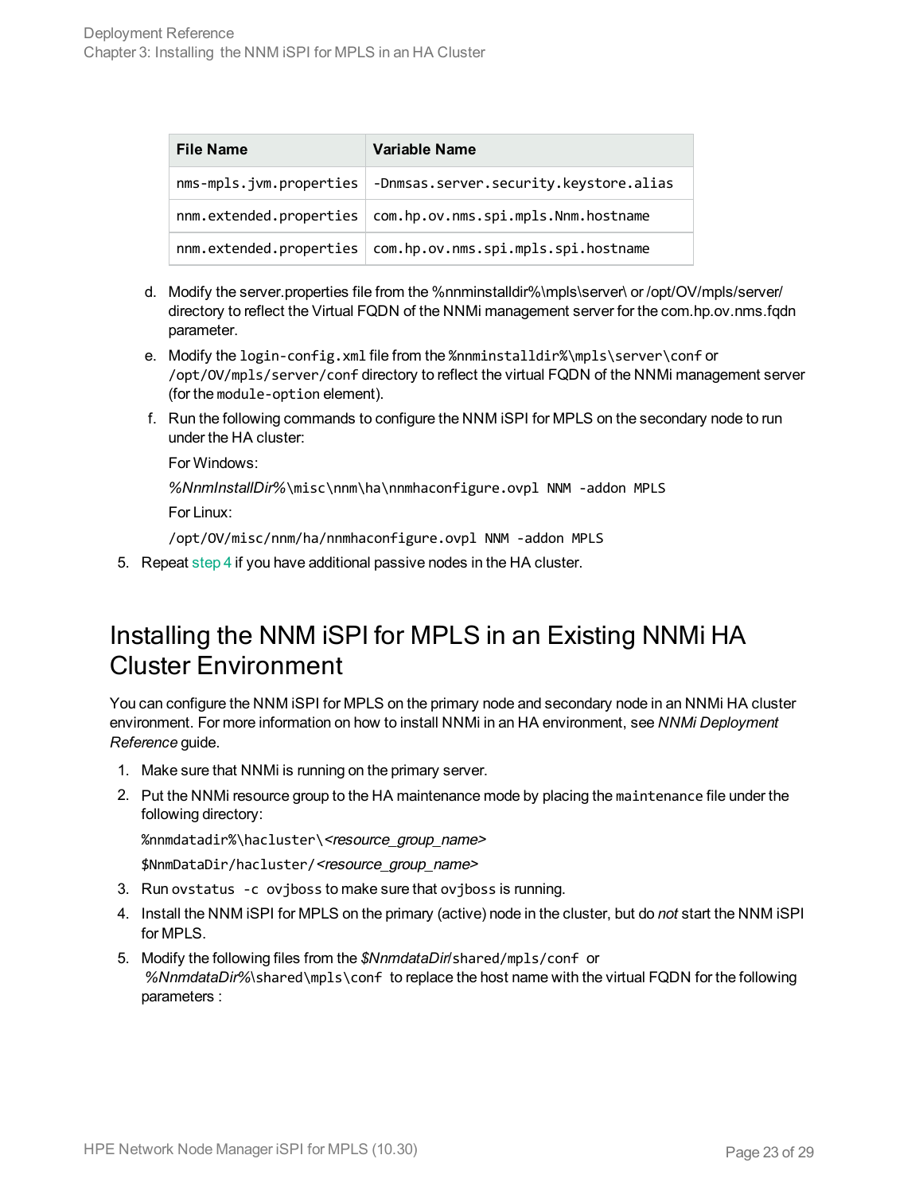| File Name | Variable Name |
| --- | --- |
| `nms-mpls.jvm.properties` | `-Dnmsas.server.security.keystore.alias` |
| `nnm.extended.properties` | `com.hp.ov.nms.spi.mpls.Nnm.hostname` |
| `nnm.extended.properties` | `com.hp.ov.nms.spi.mpls.spi.hostname` |

d. Modify the server.properties file from the %nnminstalldir%\mpls\server\ or /opt/OV/mpls/server/ directory to reflect the Virtual FQDN of the NNMi management server for the com.hp.ov.nms.fqdn parameter.

e. Modify the `login-config.xml` file from the `%nnminstalldir%\mpls\server\conf` or `/opt/OV/mpls/server/conf` directory to reflect the virtual FQDN of the NNMi management server (for the `module-option` element).

f. Run the following commands to configure the NNM iSPI for MPLS on the secondary node to run under the HA cluster:

For Windows:

*%NnmInstallDir%*`\misc\nnm\ha\nnmhaconfigure.ovpl NNM -addon MPLS`

For Linux:

`/opt/OV/misc/nnm/ha/nnmhaconfigure.ovpl NNM -addon MPLS`

5. Repeat step 4 if you have additional passive nodes in the HA cluster.

## Installing the NNM iSPI for MPLS in an Existing NNMi HA Cluster Environment

You can configure the NNM iSPI for MPLS on the primary node and secondary node in an NNMi HA cluster environment. For more information on how to install NNMi in an HA environment, see *NNMi Deployment Reference* guide.

1. Make sure that NNMi is running on the primary server.
2. Put the NNMi resource group to the HA maintenance mode by placing the `maintenance` file under the following directory:

   `%nnmdatadir%\hacluster\`*<resource_group_name>*

   `$NnmDataDir/hacluster/`*<resource_group_name>*
3. Run `ovstatus -c ovjboss` to make sure that `ovjboss` is running.
4. Install the NNM iSPI for MPLS on the primary (active) node in the cluster, but do *not* start the NNM iSPI for MPLS.
5. Modify the following files from the *$NnmdataDir*/`shared/mpls/conf` or *%NnmdataDir%*`\shared\mpls\conf` to replace the host name with the virtual FQDN for the following parameters :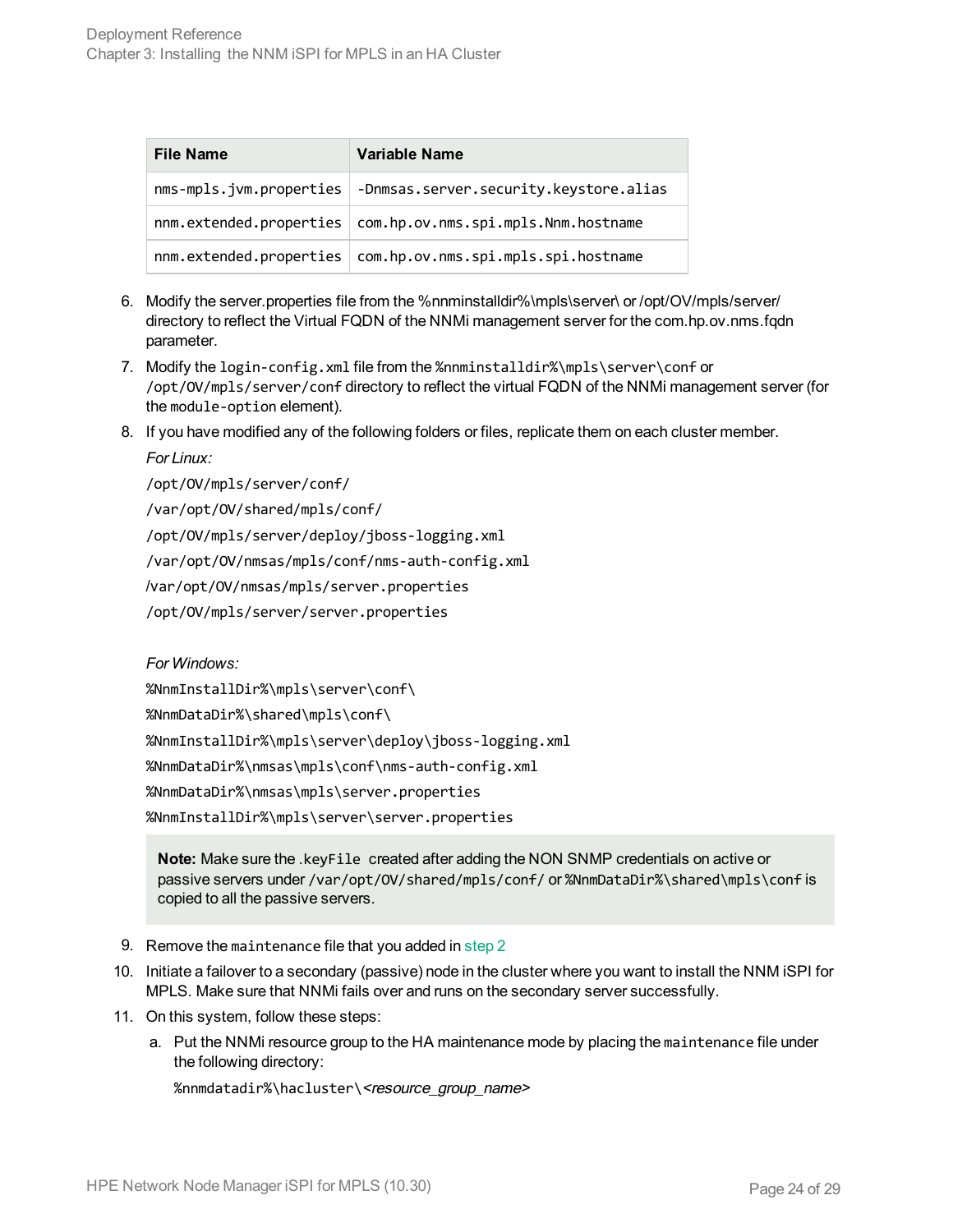| File Name | Variable Name |
|---|---|
| nms-mpls.jvm.properties | -Dnmsas.server.security.keystore.alias |
| nnm.extended.properties | com.hp.ov.nms.spi.mpls.Nnm.hostname |
| nnm.extended.properties | com.hp.ov.nms.spi.mpls.spi.hostname |

6. Modify the server.properties file from the %nnminstalldir%\mpls\server\ or /opt/OV/mpls/server/ directory to reflect the Virtual FQDN of the NNMi management server for the com.hp.ov.nms.fqdn parameter.
7. Modify the `login-config.xml` file from the `%nnminstalldir%\mpls\server\conf` or `/opt/OV/mpls/server/conf` directory to reflect the virtual FQDN of the NNMi management server (for the `module-option` element).
8. If you have modified any of the following folders or files, replicate them on each cluster member.

   *For Linux:*

   `/opt/OV/mpls/server/conf/`

   `/var/opt/OV/shared/mpls/conf/`

   `/opt/OV/mpls/server/deploy/jboss-logging.xml`

   `/var/opt/OV/nmsas/mpls/conf/nms-auth-config.xml`

   `/var/opt/OV/nmsas/mpls/server.properties`

   `/opt/OV/mpls/server/server.properties`

   *For Windows:*

   `%NnmInstallDir%\mpls\server\conf\`

   `%NnmDataDir%\shared\mpls\conf\`

   `%NnmInstallDir%\mpls\server\deploy\jboss-logging.xml`

   `%NnmDataDir%\nmsas\mpls\conf\nms-auth-config.xml`

   `%NnmDataDir%\nmsas\mpls\server.properties`

   `%NnmInstallDir%\mpls\server\server.properties`

   > **Note:** Make sure the `.keyFile` created after adding the NON SNMP credentials on active or passive servers under `/var/opt/OV/shared/mpls/conf/` or `%NnmDataDir%\shared\mpls\conf` is copied to all the passive servers.

9. Remove the `maintenance` file that you added in step 2
10. Initiate a failover to a secondary (passive) node in the cluster where you want to install the NNM iSPI for MPLS. Make sure that NNMi fails over and runs on the secondary server successfully.
11. On this system, follow these steps:

    a. Put the NNMi resource group to the HA maintenance mode by placing the `maintenance` file under the following directory:

       `%nnmdatadir%\hacluster\`*<resource_group_name>*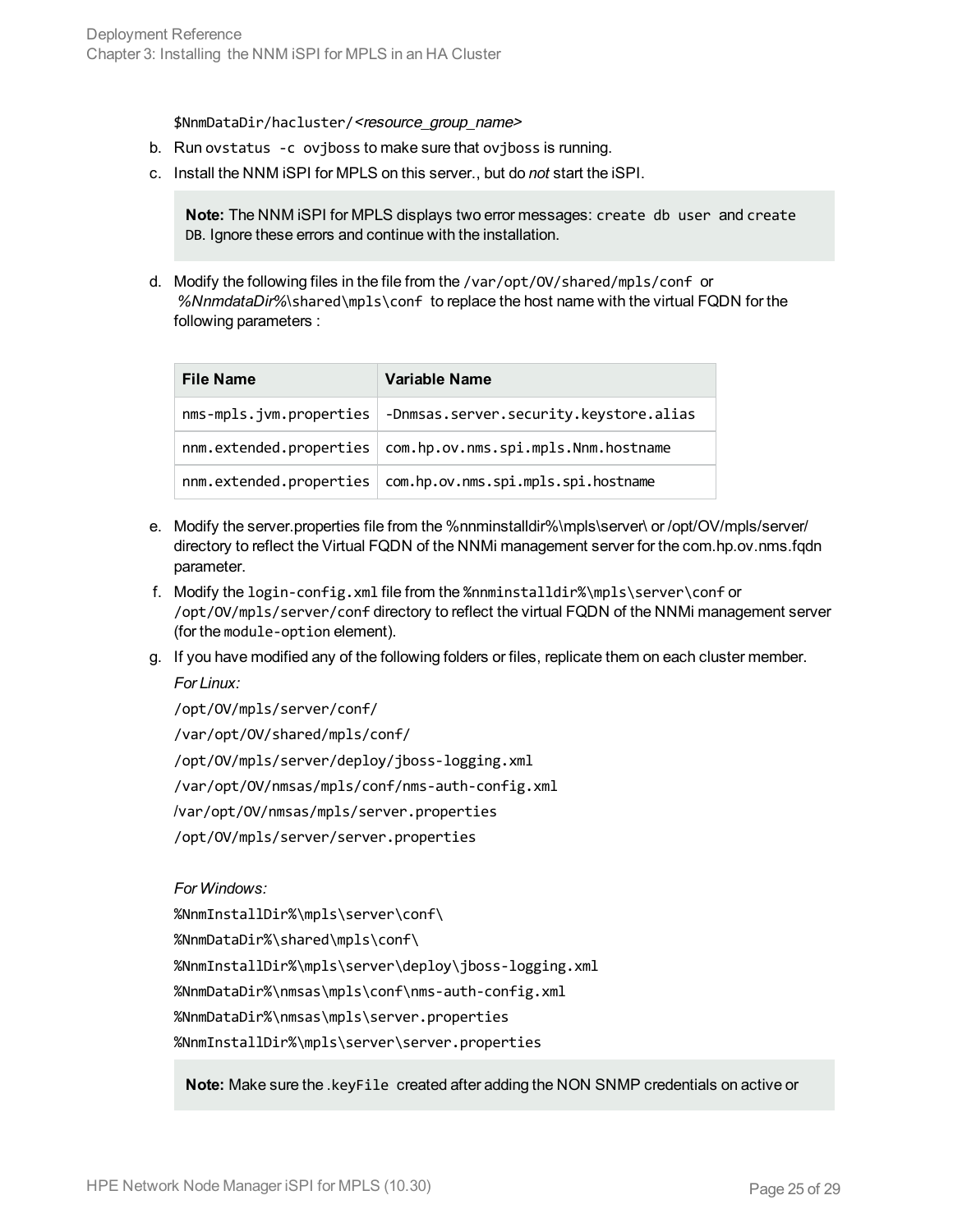$NnmDataDir/hacluster/*<resource_group_name>*

b. Run `ovstatus -c ovjboss` to make sure that `ovjboss` is running.

c. Install the NNM iSPI for MPLS on this server., but do *not* start the iSPI.

> **Note:** The NNM iSPI for MPLS displays two error messages: `create db user` and `create DB`. Ignore these errors and continue with the installation.

d. Modify the following files in the file from the `/var/opt/OV/shared/mpls/conf` or *%NnmdataDir%*`\shared\mpls\conf` to replace the host name with the virtual FQDN for the following parameters :

| File Name | Variable Name |
|---|---|
| nms-mpls.jvm.properties | -Dnmsas.server.security.keystore.alias |
| nnm.extended.properties | com.hp.ov.nms.spi.mpls.Nnm.hostname |
| nnm.extended.properties | com.hp.ov.nms.spi.mpls.spi.hostname |

e. Modify the server.properties file from the %nnminstalldir%\mpls\server\ or /opt/OV/mpls/server/ directory to reflect the Virtual FQDN of the NNMi management server for the com.hp.ov.nms.fqdn parameter.

f. Modify the `login-config.xml` file from the `%nnminstalldir%\mpls\server\conf` or `/opt/OV/mpls/server/conf` directory to reflect the virtual FQDN of the NNMi management server (for the `module-option` element).

g. If you have modified any of the following folders or files, replicate them on each cluster member.

*For Linux:*

```
/opt/OV/mpls/server/conf/
/var/opt/OV/shared/mpls/conf/
/opt/OV/mpls/server/deploy/jboss-logging.xml
/var/opt/OV/nmsas/mpls/conf/nms-auth-config.xml
/var/opt/OV/nmsas/mpls/server.properties
/opt/OV/mpls/server/server.properties
```

*For Windows:*

```
%NnmInstallDir%\mpls\server\conf\
%NnmDataDir%\shared\mpls\conf\
%NnmInstallDir%\mpls\server\deploy\jboss-logging.xml
%NnmDataDir%\nmsas\mpls\conf\nms-auth-config.xml
%NnmDataDir%\nmsas\mpls\server.properties
%NnmInstallDir%\mpls\server\server.properties
```

> **Note:** Make sure the `.keyFile` created after adding the NON SNMP credentials on active or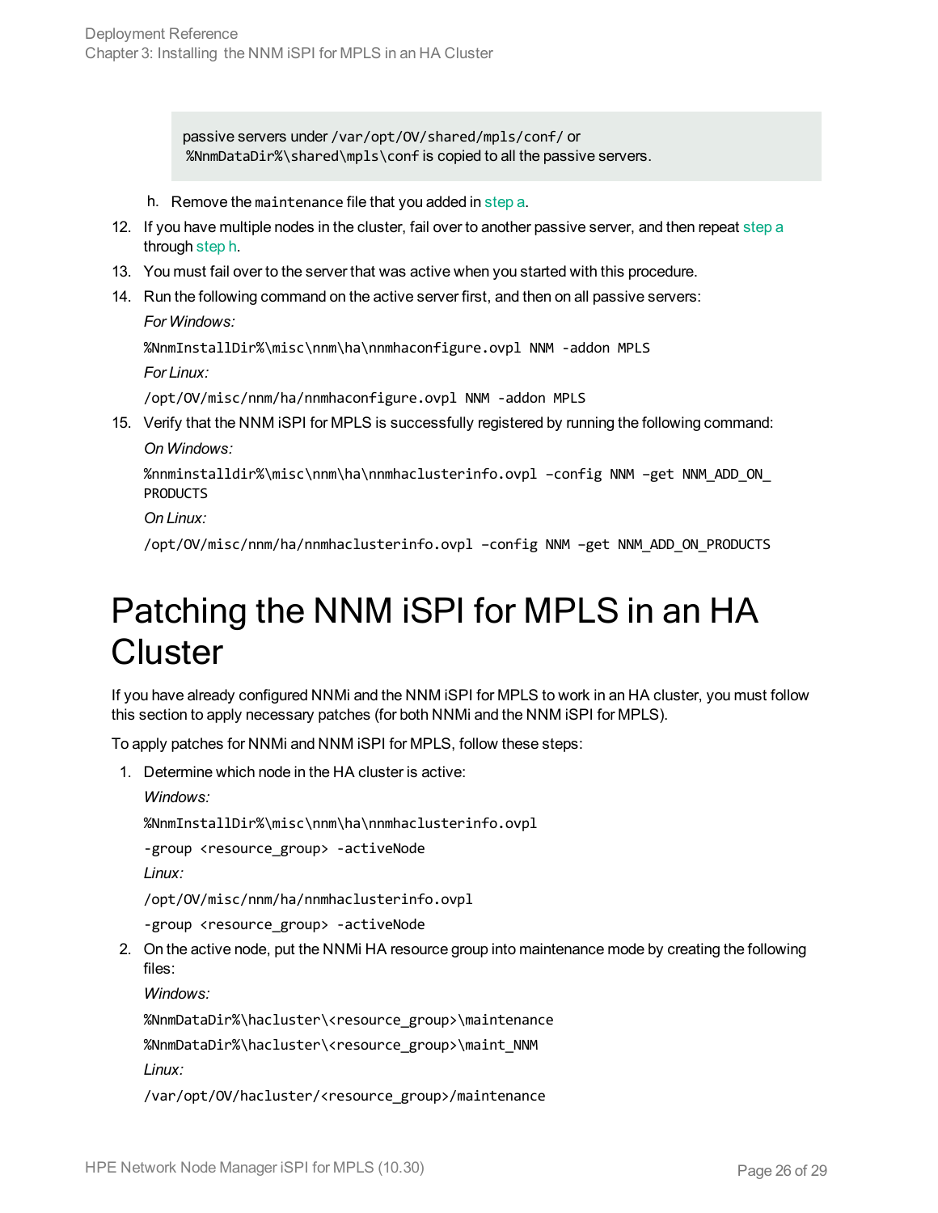> passive servers under /var/opt/OV/shared/mpls/conf/ or %NmnDataDir%\shared\mpls\conf is copied to all the passive servers.

h. Remove the `maintenance` file that you added in step a.

12. If you have multiple nodes in the cluster, fail over to another passive server, and then repeat step a through step h.
13. You must fail over to the server that was active when you started with this procedure.
14. Run the following command on the active server first, and then on all passive servers:

    *For Windows:*

    ```
    %NnmInstallDir%\misc\nnm\ha\nnmhaconfigure.ovpl NNM -addon MPLS
    ```

    *For Linux:*

    ```
    /opt/OV/misc/nnm/ha/nnmhaconfigure.ovpl NNM -addon MPLS
    ```

15. Verify that the NNM iSPI for MPLS is successfully registered by running the following command:

    *On Windows:*

    ```
    %nnminstalldir%\misc\nnm\ha\nnmhaclusterinfo.ovpl –config NNM –get NNM_ADD_ON_PRODUCTS
    ```

    *On Linux:*

    ```
    /opt/OV/misc/nnm/ha/nnmhaclusterinfo.ovpl –config NNM –get NNM_ADD_ON_PRODUCTS
    ```

# Patching the NNM iSPI for MPLS in an HA Cluster

If you have already configured NNMi and the NNM iSPI for MPLS to work in an HA cluster, you must follow this section to apply necessary patches (for both NNMi and the NNM iSPI for MPLS).

To apply patches for NNMi and NNM iSPI for MPLS, follow these steps:

1. Determine which node in the HA cluster is active:

   *Windows:*

   ```
   %NnmInstallDir%\misc\nnm\ha\nnmhaclusterinfo.ovpl
   -group <resource_group> -activeNode
   ```

   *Linux:*

   ```
   /opt/OV/misc/nnm/ha/nnmhaclusterinfo.ovpl
   -group <resource_group> -activeNode
   ```

2. On the active node, put the NNMi HA resource group into maintenance mode by creating the following files:

   *Windows:*

   ```
   %NnmDataDir%\hacluster\<resource_group>\maintenance
   %NnmDataDir%\hacluster\<resource_group>\maint_NNM
   ```

   *Linux:*

   ```
   /var/opt/OV/hacluster/<resource_group>/maintenance
   ```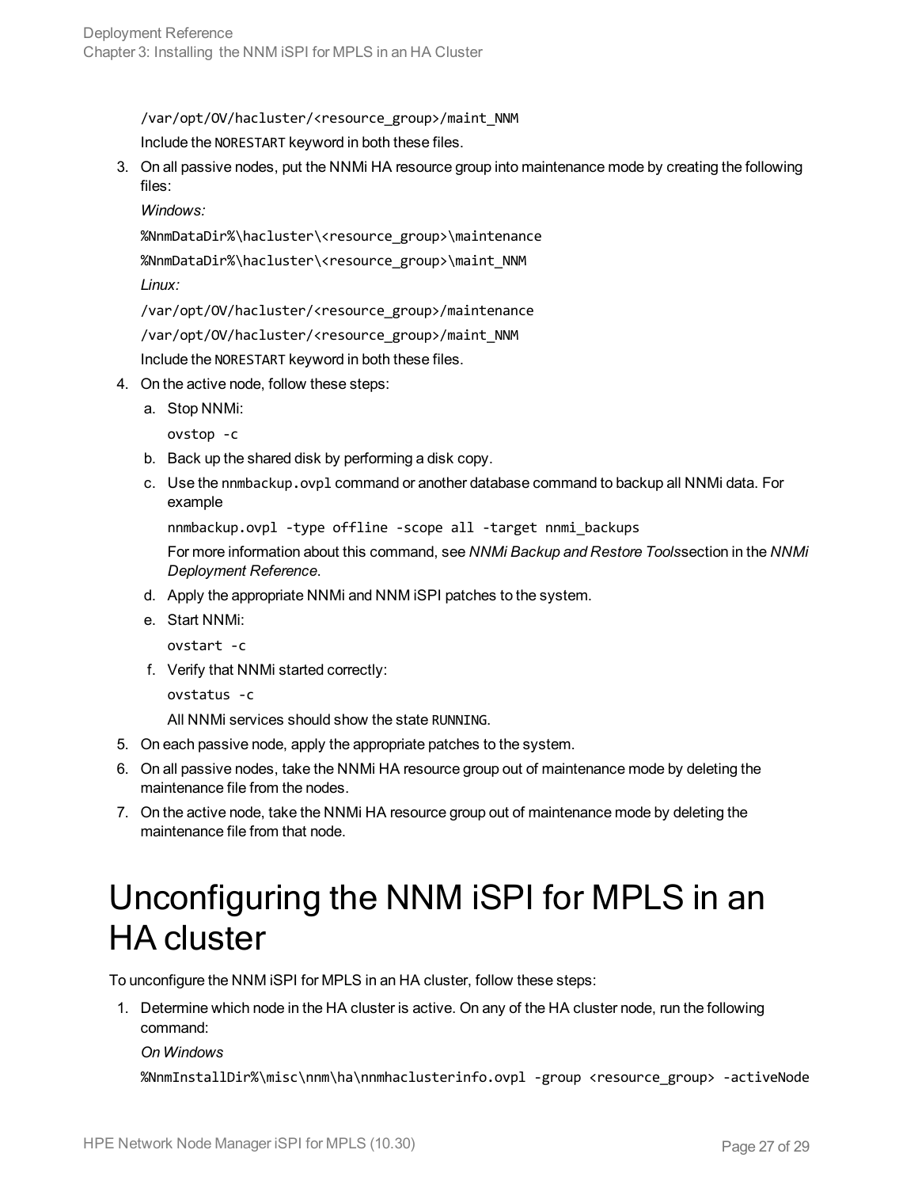/var/opt/OV/hacluster/<resource_group>/maint_NNM

Include the NORESTART keyword in both these files.

3. On all passive nodes, put the NNMi HA resource group into maintenance mode by creating the following files:

   *Windows:*

   %NnmDataDir%\hacluster\<resource_group>\maintenance

   %NnmDataDir%\hacluster\<resource_group>\maint_NNM

   *Linux:*

   /var/opt/OV/hacluster/<resource_group>/maintenance

   /var/opt/OV/hacluster/<resource_group>/maint_NNM

   Include the NORESTART keyword in both these files.

4. On the active node, follow these steps:

   a. Stop NNMi:

      ```
      ovstop -c
      ```

   b. Back up the shared disk by performing a disk copy.

   c. Use the nnmbackup.ovpl command or another database command to backup all NNMi data. For example

      ```
      nnmbackup.ovpl -type offline -scope all -target nnmi_backups
      ```

      For more information about this command, see *NNMi Backup and Restore Tools*section in the *NNMi Deployment Reference*.

   d. Apply the appropriate NNMi and NNM iSPI patches to the system.

   e. Start NNMi:

      ```
      ovstart -c
      ```

   f. Verify that NNMi started correctly:

      ```
      ovstatus -c
      ```

      All NNMi services should show the state RUNNING.

5. On each passive node, apply the appropriate patches to the system.

6. On all passive nodes, take the NNMi HA resource group out of maintenance mode by deleting the maintenance file from the nodes.

7. On the active node, take the NNMi HA resource group out of maintenance mode by deleting the maintenance file from that node.

# Unconfiguring the NNM iSPI for MPLS in an HA cluster

To unconfigure the NNM iSPI for MPLS in an HA cluster, follow these steps:

1. Determine which node in the HA cluster is active. On any of the HA cluster node, run the following command:

   *On Windows*

   ```
   %NnmInstallDir%\misc\nnm\ha\nnmhaclusterinfo.ovpl -group <resource_group> -activeNode
   ```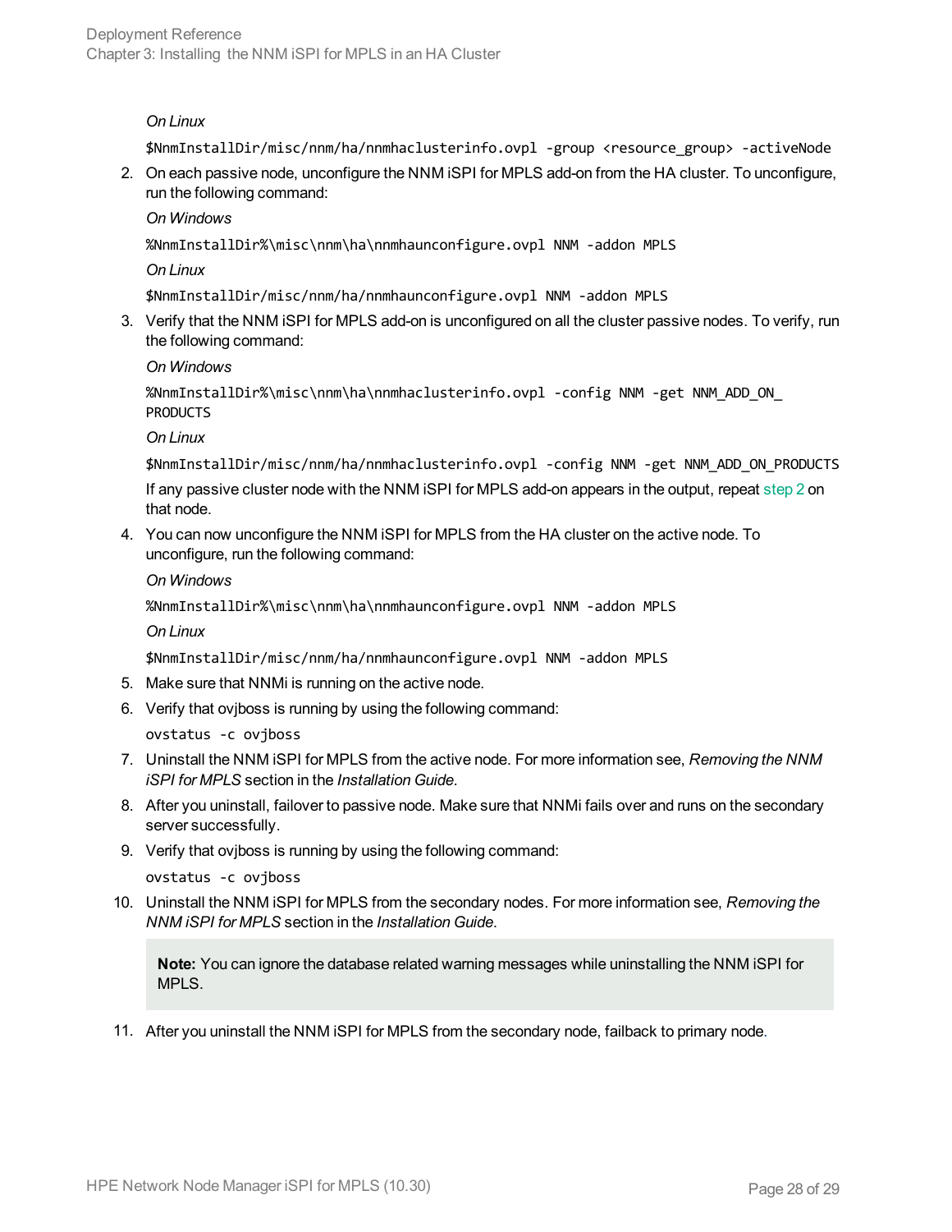*On Linux*

```
$NnmInstallDir/misc/nnm/ha/nnmhaclusterinfo.ovpl -group <resource_group> -activeNode
```

2. On each passive node, unconfigure the NNM iSPI for MPLS add-on from the HA cluster. To unconfigure, run the following command:

   *On Windows*

   ```
   %NnmInstallDir%\misc\nnm\ha\nnmhaunconfigure.ovpl NNM -addon MPLS
   ```

   *On Linux*

   ```
   $NnmInstallDir/misc/nnm/ha/nnmhaunconfigure.ovpl NNM -addon MPLS
   ```

3. Verify that the NNM iSPI for MPLS add-on is unconfigured on all the cluster passive nodes. To verify, run the following command:

   *On Windows*

   ```
   %NnmInstallDir%\misc\nnm\ha\nnmhaclusterinfo.ovpl -config NNM -get NNM_ADD_ON_
   PRODUCTS
   ```

   *On Linux*

   ```
   $NnmInstallDir/misc/nnm/ha/nnmhaclusterinfo.ovpl -config NNM -get NNM_ADD_ON_PRODUCTS
   ```

   If any passive cluster node with the NNM iSPI for MPLS add-on appears in the output, repeat step 2 on that node.

4. You can now unconfigure the NNM iSPI for MPLS from the HA cluster on the active node. To unconfigure, run the following command:

   *On Windows*

   ```
   %NnmInstallDir%\misc\nnm\ha\nnmhaunconfigure.ovpl NNM -addon MPLS
   ```

   *On Linux*

   ```
   $NnmInstallDir/misc/nnm/ha/nnmhaunconfigure.ovpl NNM -addon MPLS
   ```

5. Make sure that NNMi is running on the active node.

6. Verify that ovjboss is running by using the following command:

   ```
   ovstatus -c ovjboss
   ```

7. Uninstall the NNM iSPI for MPLS from the active node. For more information see, *Removing the NNM iSPI for MPLS* section in the *Installation Guide*.

8. After you uninstall, failover to passive node. Make sure that NNMi fails over and runs on the secondary server successfully.

9. Verify that ovjboss is running by using the following command:

   ```
   ovstatus -c ovjboss
   ```

10. Uninstall the NNM iSPI for MPLS from the secondary nodes. For more information see, *Removing the NNM iSPI for MPLS* section in the *Installation Guide*.

    **Note:** You can ignore the database related warning messages while uninstalling the NNM iSPI for MPLS.

11. After you uninstall the NNM iSPI for MPLS from the secondary node, failback to primary node.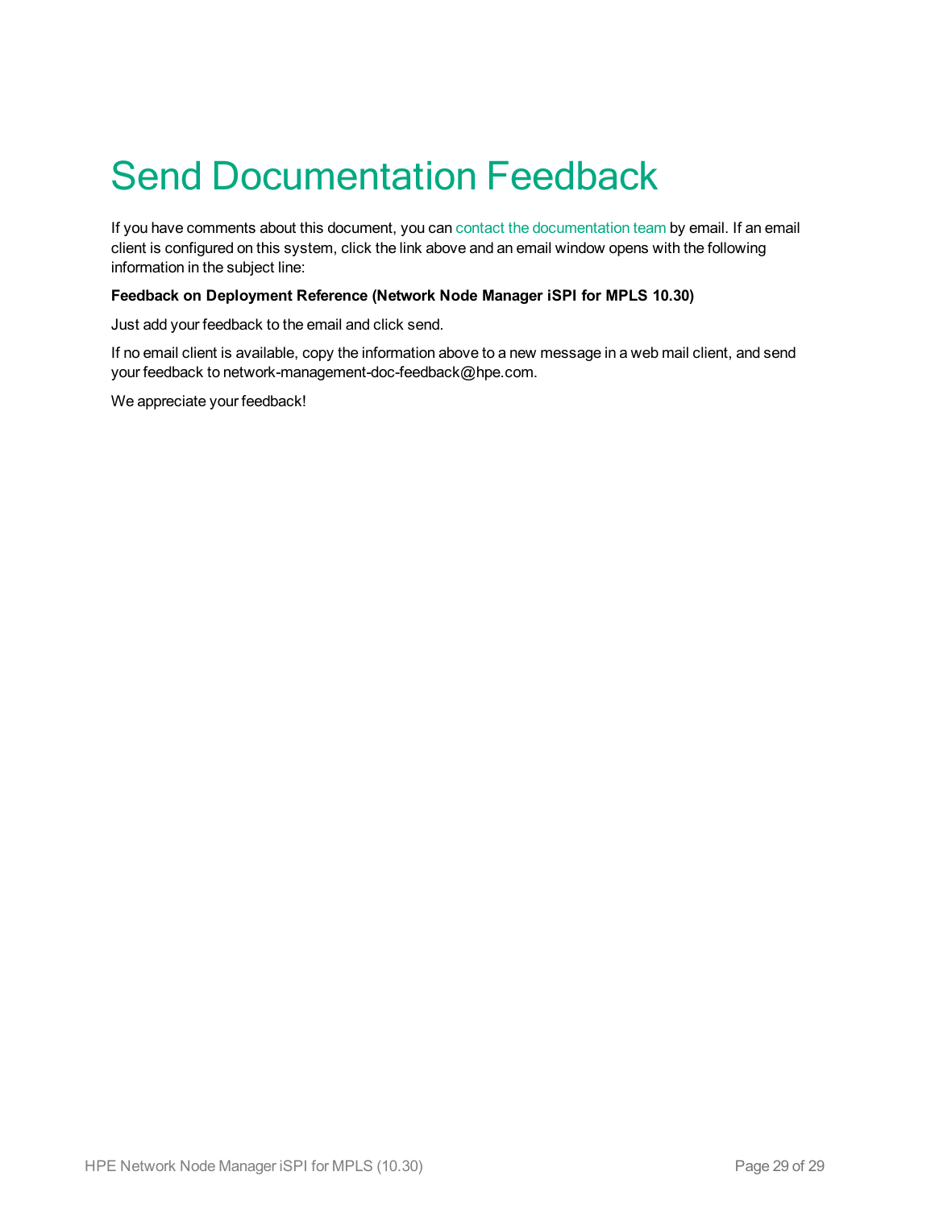# Send Documentation Feedback

If you have comments about this document, you can contact the documentation team by email. If an email client is configured on this system, click the link above and an email window opens with the following information in the subject line:

**Feedback on Deployment Reference (Network Node Manager iSPI for MPLS 10.30)**

Just add your feedback to the email and click send.

If no email client is available, copy the information above to a new message in a web mail client, and send your feedback to network-management-doc-feedback@hpe.com.

We appreciate your feedback!